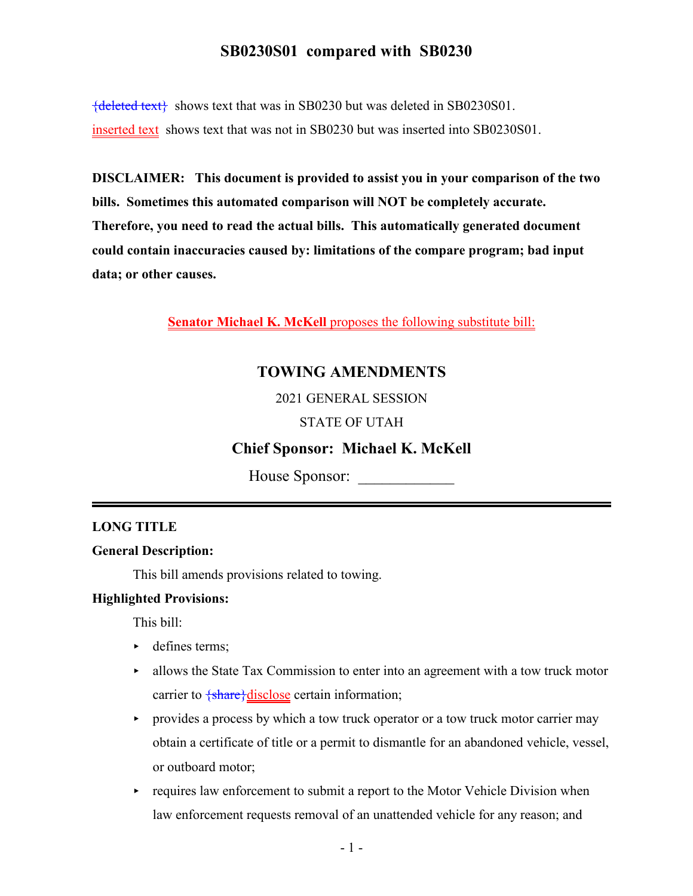# SB0230S01 compared with SB0230

{deleted text} shows text that was in SB0230 but was deleted in SB0230S01.

inserted text shows text that was not in SB0230 but was inserted into SB0230S01.

**DISCLAIMER: This document is provided to assist you in your comparison of the two bills. Sometimes this automated comparison will NOT be completely accurate. Therefore, you need to read the actual bills. This automatically generated document could contain inaccuracies caused by: limitations of the compare program; bad input data; or other causes.**

**Senator Michael K. McKell** proposes the following substitute bill:

## TOWING AMENDMENTS

2021 GENERAL SESSION

STATE OF UTAH

**Chief Sponsor: Michael K. McKell**

House Sponsor: ____________

---

**LONG TITLE**

**General Description:**

This bill amends provisions related to towing.

**Highlighted Provisions:**

This bill:

- defines terms;
- allows the State Tax Commission to enter into an agreement with a tow truck motor carrier to {share}disclose certain information;
- provides a process by which a tow truck operator or a tow truck motor carrier may obtain a certificate of title or a permit to dismantle for an abandoned vehicle, vessel, or outboard motor;
- requires law enforcement to submit a report to the Motor Vehicle Division when law enforcement requests removal of an unattended vehicle for any reason; and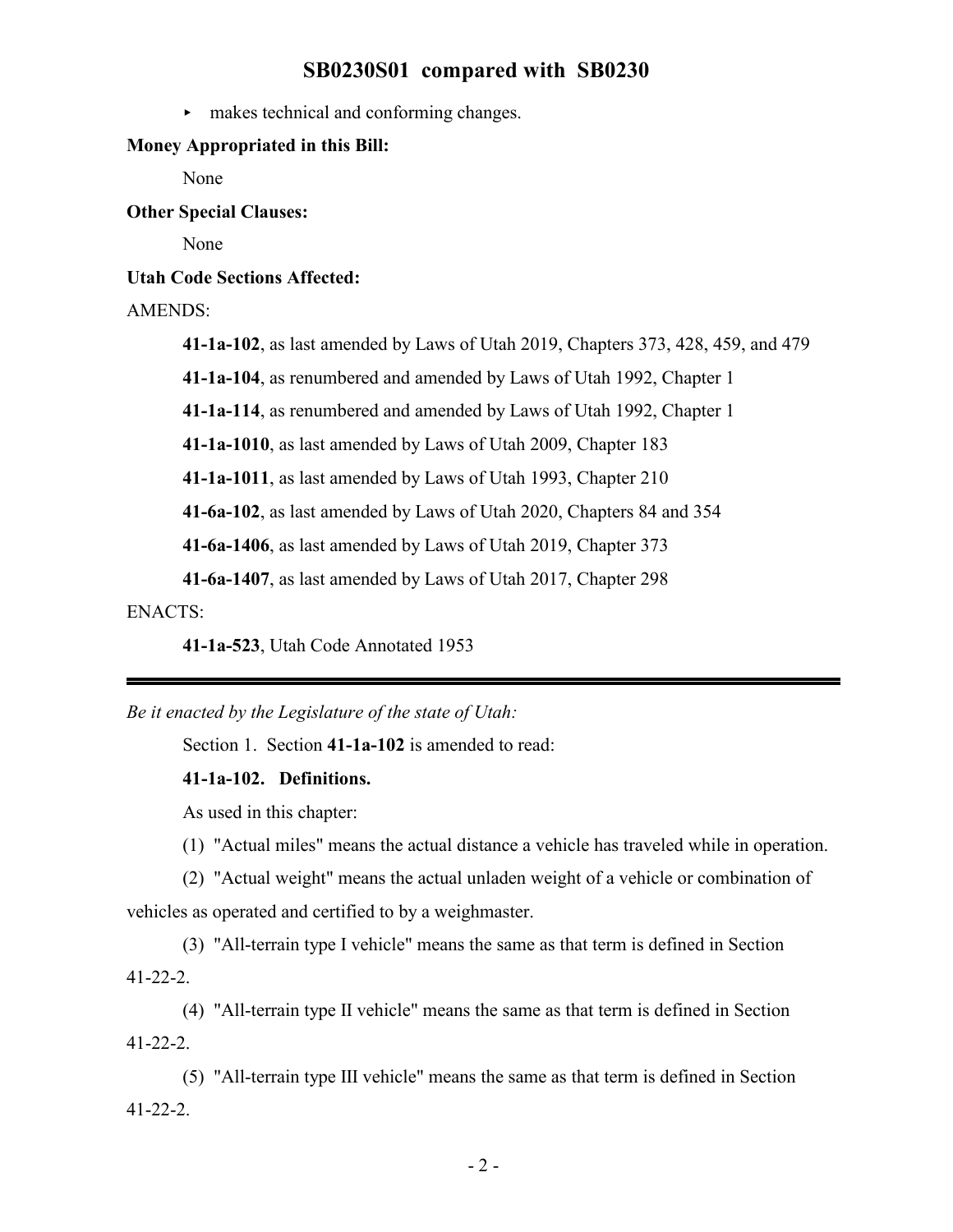- makes technical and conforming changes.

**Money Appropriated in this Bill:**

None

**Other Special Clauses:**

None

**Utah Code Sections Affected:**

AMENDS:

**41-1a-102**, as last amended by Laws of Utah 2019, Chapters 373, 428, 459, and 479

**41-1a-104**, as renumbered and amended by Laws of Utah 1992, Chapter 1

**41-1a-114**, as renumbered and amended by Laws of Utah 1992, Chapter 1

**41-1a-1010**, as last amended by Laws of Utah 2009, Chapter 183

**41-1a-1011**, as last amended by Laws of Utah 1993, Chapter 210

**41-6a-102**, as last amended by Laws of Utah 2020, Chapters 84 and 354

**41-6a-1406**, as last amended by Laws of Utah 2019, Chapter 373

**41-6a-1407**, as last amended by Laws of Utah 2017, Chapter 298

ENACTS:

**41-1a-523**, Utah Code Annotated 1953

---

*Be it enacted by the Legislature of the state of Utah:*

Section 1. Section **41-1a-102** is amended to read:

**41-1a-102. Definitions.**

As used in this chapter:

(1) "Actual miles" means the actual distance a vehicle has traveled while in operation.

(2) "Actual weight" means the actual unladen weight of a vehicle or combination of vehicles as operated and certified to by a weighmaster.

(3) "All-terrain type I vehicle" means the same as that term is defined in Section 41-22-2.

(4) "All-terrain type II vehicle" means the same as that term is defined in Section 41-22-2.

(5) "All-terrain type III vehicle" means the same as that term is defined in Section 41-22-2.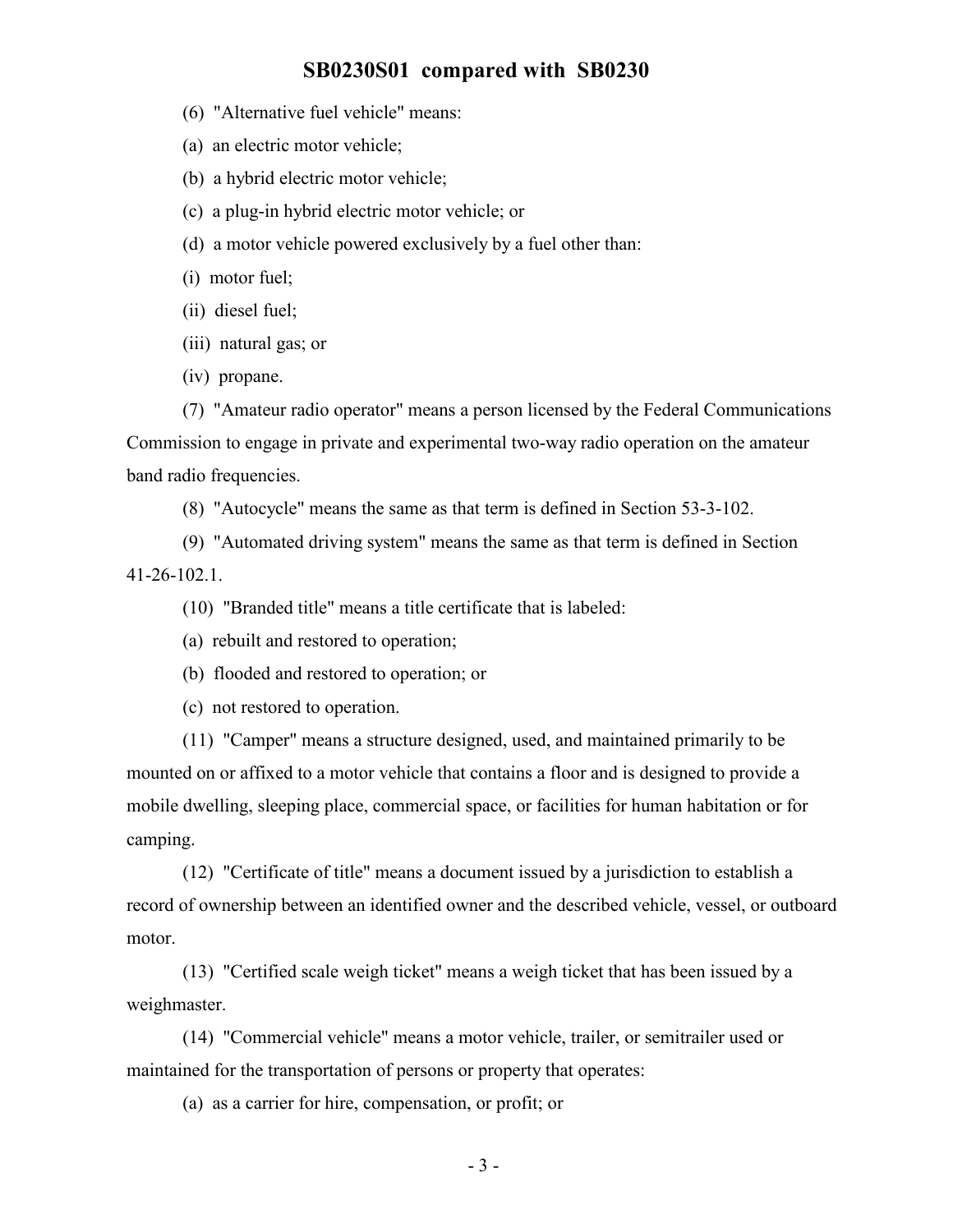(6) "Alternative fuel vehicle" means:

(a) an electric motor vehicle;

(b) a hybrid electric motor vehicle;

(c) a plug-in hybrid electric motor vehicle; or

(d) a motor vehicle powered exclusively by a fuel other than:

(i) motor fuel;

(ii) diesel fuel;

(iii) natural gas; or

(iv) propane.

(7) "Amateur radio operator" means a person licensed by the Federal Communications Commission to engage in private and experimental two-way radio operation on the amateur band radio frequencies.

(8) "Autocycle" means the same as that term is defined in Section 53-3-102.

(9) "Automated driving system" means the same as that term is defined in Section 41-26-102.1.

(10) "Branded title" means a title certificate that is labeled:

(a) rebuilt and restored to operation;

(b) flooded and restored to operation; or

(c) not restored to operation.

(11) "Camper" means a structure designed, used, and maintained primarily to be mounted on or affixed to a motor vehicle that contains a floor and is designed to provide a mobile dwelling, sleeping place, commercial space, or facilities for human habitation or for camping.

(12) "Certificate of title" means a document issued by a jurisdiction to establish a record of ownership between an identified owner and the described vehicle, vessel, or outboard motor.

(13) "Certified scale weigh ticket" means a weigh ticket that has been issued by a weighmaster.

(14) "Commercial vehicle" means a motor vehicle, trailer, or semitrailer used or maintained for the transportation of persons or property that operates:

(a) as a carrier for hire, compensation, or profit; or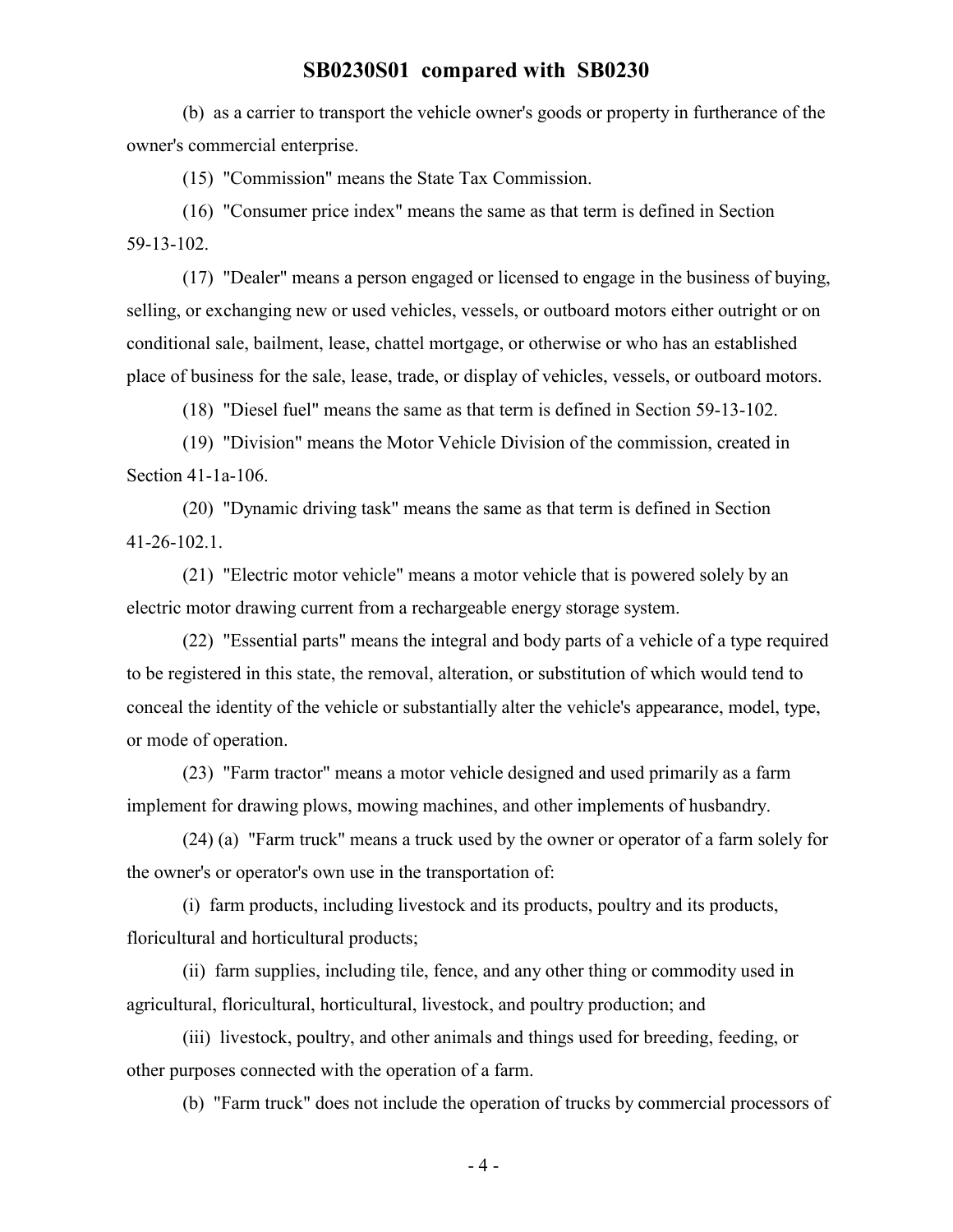(b) as a carrier to transport the vehicle owner's goods or property in furtherance of the owner's commercial enterprise.

(15) "Commission" means the State Tax Commission.

(16) "Consumer price index" means the same as that term is defined in Section 59-13-102.

(17) "Dealer" means a person engaged or licensed to engage in the business of buying, selling, or exchanging new or used vehicles, vessels, or outboard motors either outright or on conditional sale, bailment, lease, chattel mortgage, or otherwise or who has an established place of business for the sale, lease, trade, or display of vehicles, vessels, or outboard motors.

(18) "Diesel fuel" means the same as that term is defined in Section 59-13-102.

(19) "Division" means the Motor Vehicle Division of the commission, created in Section 41-1a-106.

(20) "Dynamic driving task" means the same as that term is defined in Section 41-26-102.1.

(21) "Electric motor vehicle" means a motor vehicle that is powered solely by an electric motor drawing current from a rechargeable energy storage system.

(22) "Essential parts" means the integral and body parts of a vehicle of a type required to be registered in this state, the removal, alteration, or substitution of which would tend to conceal the identity of the vehicle or substantially alter the vehicle's appearance, model, type, or mode of operation.

(23) "Farm tractor" means a motor vehicle designed and used primarily as a farm implement for drawing plows, mowing machines, and other implements of husbandry.

(24) (a) "Farm truck" means a truck used by the owner or operator of a farm solely for the owner's or operator's own use in the transportation of:

(i) farm products, including livestock and its products, poultry and its products, floricultural and horticultural products;

(ii) farm supplies, including tile, fence, and any other thing or commodity used in agricultural, floricultural, horticultural, livestock, and poultry production; and

(iii) livestock, poultry, and other animals and things used for breeding, feeding, or other purposes connected with the operation of a farm.

(b) "Farm truck" does not include the operation of trucks by commercial processors of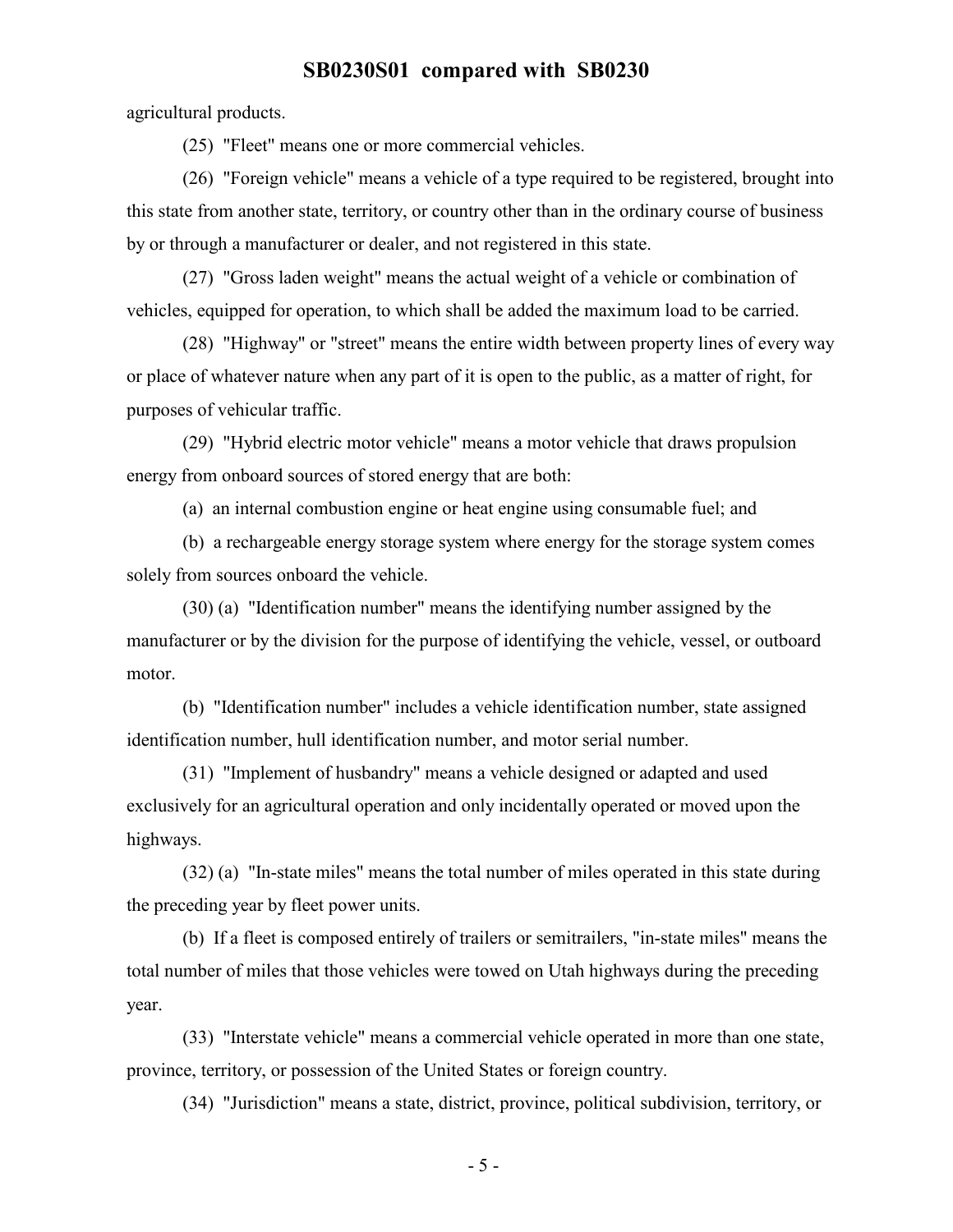agricultural products.

(25) "Fleet" means one or more commercial vehicles.

(26) "Foreign vehicle" means a vehicle of a type required to be registered, brought into this state from another state, territory, or country other than in the ordinary course of business by or through a manufacturer or dealer, and not registered in this state.

(27) "Gross laden weight" means the actual weight of a vehicle or combination of vehicles, equipped for operation, to which shall be added the maximum load to be carried.

(28) "Highway" or "street" means the entire width between property lines of every way or place of whatever nature when any part of it is open to the public, as a matter of right, for purposes of vehicular traffic.

(29) "Hybrid electric motor vehicle" means a motor vehicle that draws propulsion energy from onboard sources of stored energy that are both:

(a) an internal combustion engine or heat engine using consumable fuel; and

(b) a rechargeable energy storage system where energy for the storage system comes solely from sources onboard the vehicle.

(30) (a) "Identification number" means the identifying number assigned by the manufacturer or by the division for the purpose of identifying the vehicle, vessel, or outboard motor.

(b) "Identification number" includes a vehicle identification number, state assigned identification number, hull identification number, and motor serial number.

(31) "Implement of husbandry" means a vehicle designed or adapted and used exclusively for an agricultural operation and only incidentally operated or moved upon the highways.

(32) (a) "In-state miles" means the total number of miles operated in this state during the preceding year by fleet power units.

(b) If a fleet is composed entirely of trailers or semitrailers, "in-state miles" means the total number of miles that those vehicles were towed on Utah highways during the preceding year.

(33) "Interstate vehicle" means a commercial vehicle operated in more than one state, province, territory, or possession of the United States or foreign country.

(34) "Jurisdiction" means a state, district, province, political subdivision, territory, or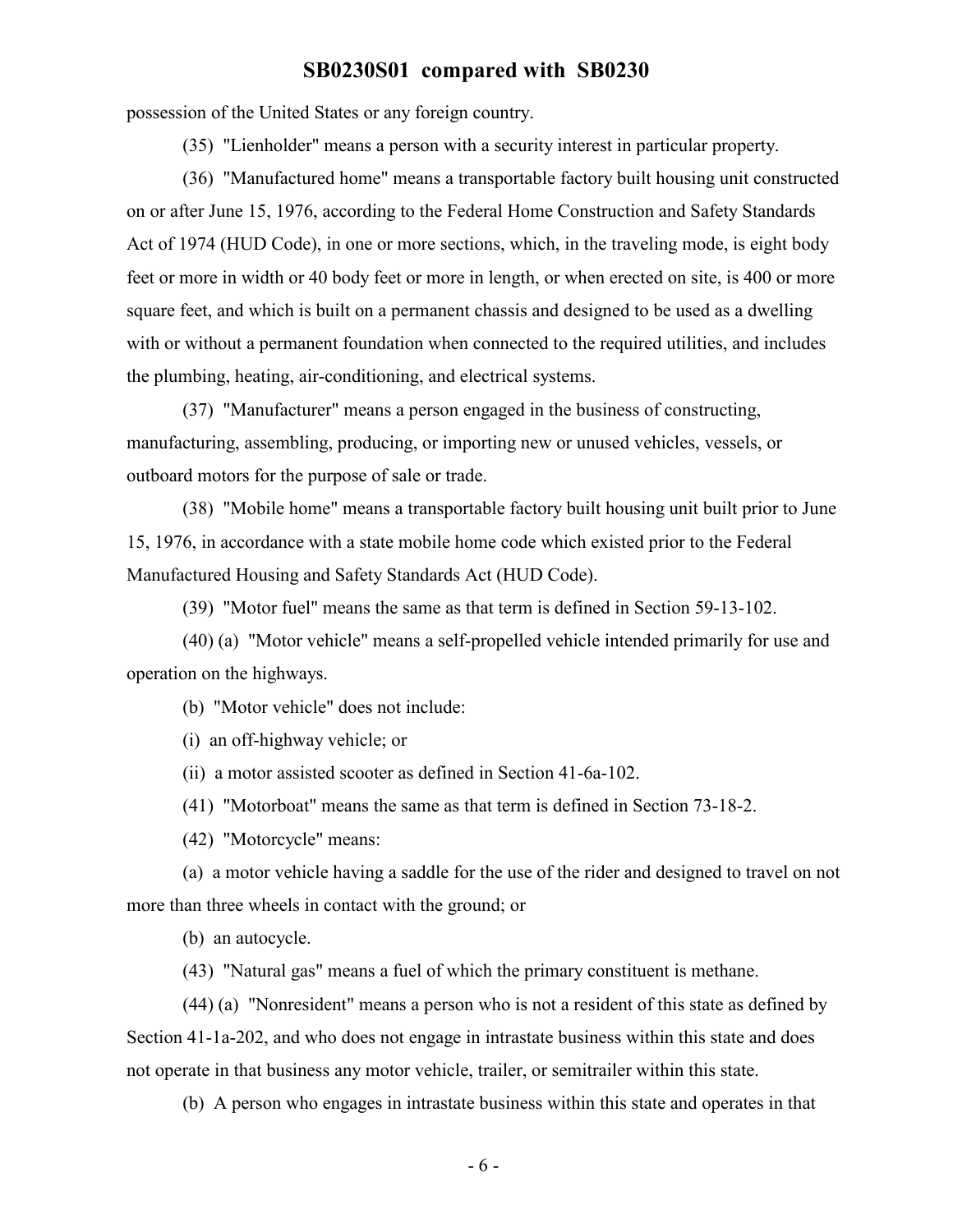possession of the United States or any foreign country.

(35) "Lienholder" means a person with a security interest in particular property.

(36) "Manufactured home" means a transportable factory built housing unit constructed on or after June 15, 1976, according to the Federal Home Construction and Safety Standards Act of 1974 (HUD Code), in one or more sections, which, in the traveling mode, is eight body feet or more in width or 40 body feet or more in length, or when erected on site, is 400 or more square feet, and which is built on a permanent chassis and designed to be used as a dwelling with or without a permanent foundation when connected to the required utilities, and includes the plumbing, heating, air-conditioning, and electrical systems.

(37) "Manufacturer" means a person engaged in the business of constructing, manufacturing, assembling, producing, or importing new or unused vehicles, vessels, or outboard motors for the purpose of sale or trade.

(38) "Mobile home" means a transportable factory built housing unit built prior to June 15, 1976, in accordance with a state mobile home code which existed prior to the Federal Manufactured Housing and Safety Standards Act (HUD Code).

(39) "Motor fuel" means the same as that term is defined in Section 59-13-102.

(40) (a) "Motor vehicle" means a self-propelled vehicle intended primarily for use and operation on the highways.

(b) "Motor vehicle" does not include:

(i) an off-highway vehicle; or

(ii) a motor assisted scooter as defined in Section 41-6a-102.

(41) "Motorboat" means the same as that term is defined in Section 73-18-2.

(42) "Motorcycle" means:

(a) a motor vehicle having a saddle for the use of the rider and designed to travel on not more than three wheels in contact with the ground; or

(b) an autocycle.

(43) "Natural gas" means a fuel of which the primary constituent is methane.

(44) (a) "Nonresident" means a person who is not a resident of this state as defined by Section 41-1a-202, and who does not engage in intrastate business within this state and does not operate in that business any motor vehicle, trailer, or semitrailer within this state.

(b) A person who engages in intrastate business within this state and operates in that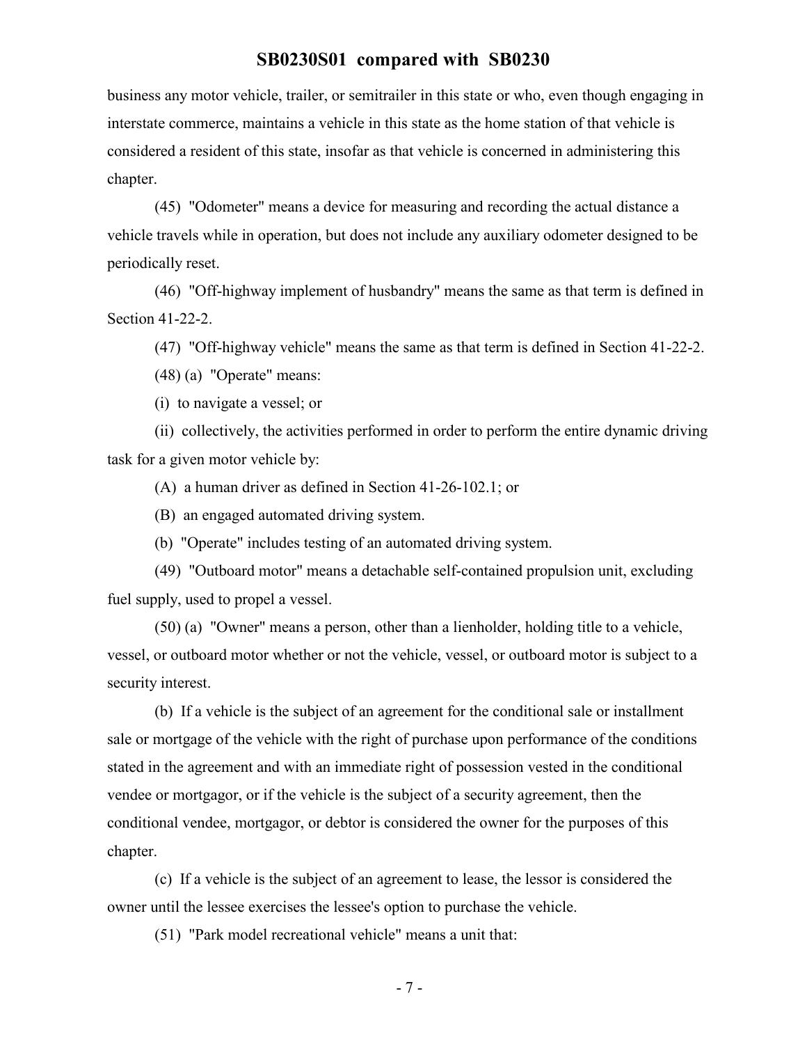business any motor vehicle, trailer, or semitrailer in this state or who, even though engaging in interstate commerce, maintains a vehicle in this state as the home station of that vehicle is considered a resident of this state, insofar as that vehicle is concerned in administering this chapter.

(45) "Odometer" means a device for measuring and recording the actual distance a vehicle travels while in operation, but does not include any auxiliary odometer designed to be periodically reset.

(46) "Off-highway implement of husbandry" means the same as that term is defined in Section 41-22-2.

(47) "Off-highway vehicle" means the same as that term is defined in Section 41-22-2.

(48) (a) "Operate" means:

(i) to navigate a vessel; or

(ii) collectively, the activities performed in order to perform the entire dynamic driving task for a given motor vehicle by:

(A) a human driver as defined in Section 41-26-102.1; or

(B) an engaged automated driving system.

(b) "Operate" includes testing of an automated driving system.

(49) "Outboard motor" means a detachable self-contained propulsion unit, excluding fuel supply, used to propel a vessel.

(50) (a) "Owner" means a person, other than a lienholder, holding title to a vehicle, vessel, or outboard motor whether or not the vehicle, vessel, or outboard motor is subject to a security interest.

(b) If a vehicle is the subject of an agreement for the conditional sale or installment sale or mortgage of the vehicle with the right of purchase upon performance of the conditions stated in the agreement and with an immediate right of possession vested in the conditional vendee or mortgagor, or if the vehicle is the subject of a security agreement, then the conditional vendee, mortgagor, or debtor is considered the owner for the purposes of this chapter.

(c) If a vehicle is the subject of an agreement to lease, the lessor is considered the owner until the lessee exercises the lessee's option to purchase the vehicle.

(51) "Park model recreational vehicle" means a unit that: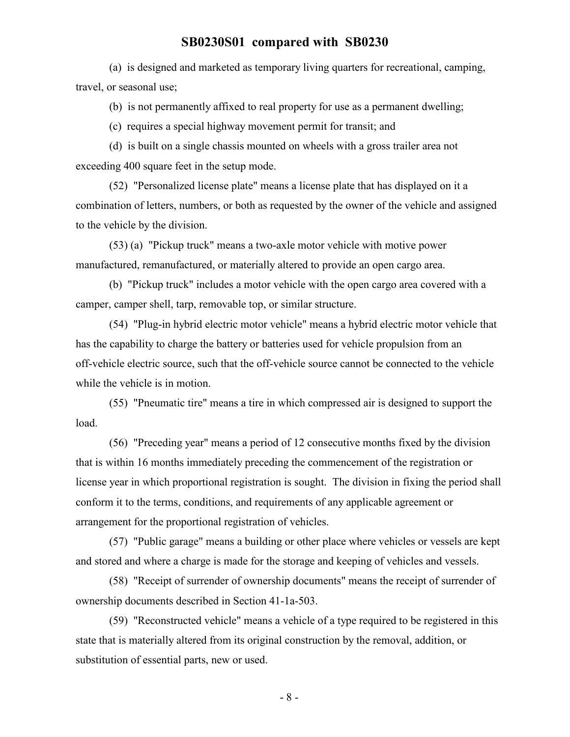(a) is designed and marketed as temporary living quarters for recreational, camping, travel, or seasonal use;

(b) is not permanently affixed to real property for use as a permanent dwelling;

(c) requires a special highway movement permit for transit; and

(d) is built on a single chassis mounted on wheels with a gross trailer area not exceeding 400 square feet in the setup mode.

(52) "Personalized license plate" means a license plate that has displayed on it a combination of letters, numbers, or both as requested by the owner of the vehicle and assigned to the vehicle by the division.

(53) (a) "Pickup truck" means a two-axle motor vehicle with motive power manufactured, remanufactured, or materially altered to provide an open cargo area.

(b) "Pickup truck" includes a motor vehicle with the open cargo area covered with a camper, camper shell, tarp, removable top, or similar structure.

(54) "Plug-in hybrid electric motor vehicle" means a hybrid electric motor vehicle that has the capability to charge the battery or batteries used for vehicle propulsion from an off-vehicle electric source, such that the off-vehicle source cannot be connected to the vehicle while the vehicle is in motion.

(55) "Pneumatic tire" means a tire in which compressed air is designed to support the load.

(56) "Preceding year" means a period of 12 consecutive months fixed by the division that is within 16 months immediately preceding the commencement of the registration or license year in which proportional registration is sought. The division in fixing the period shall conform it to the terms, conditions, and requirements of any applicable agreement or arrangement for the proportional registration of vehicles.

(57) "Public garage" means a building or other place where vehicles or vessels are kept and stored and where a charge is made for the storage and keeping of vehicles and vessels.

(58) "Receipt of surrender of ownership documents" means the receipt of surrender of ownership documents described in Section 41-1a-503.

(59) "Reconstructed vehicle" means a vehicle of a type required to be registered in this state that is materially altered from its original construction by the removal, addition, or substitution of essential parts, new or used.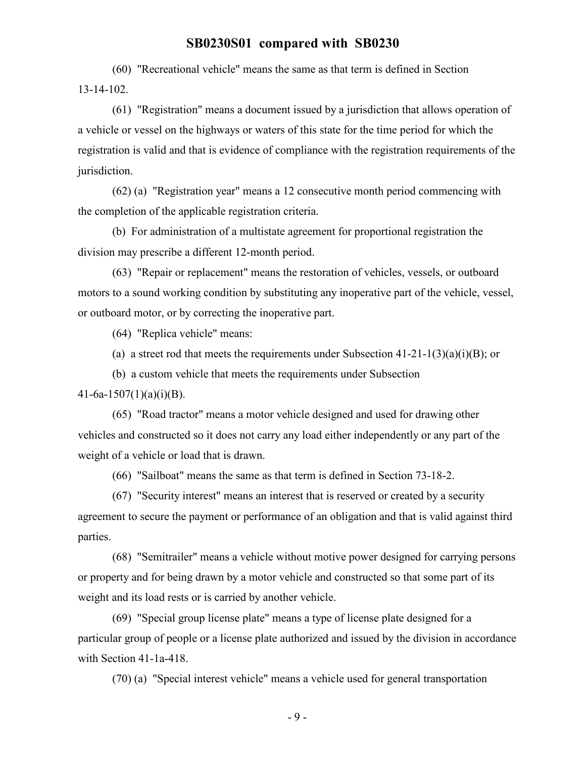(60) "Recreational vehicle" means the same as that term is defined in Section 13-14-102.

(61) "Registration" means a document issued by a jurisdiction that allows operation of a vehicle or vessel on the highways or waters of this state for the time period for which the registration is valid and that is evidence of compliance with the registration requirements of the jurisdiction.

(62) (a) "Registration year" means a 12 consecutive month period commencing with the completion of the applicable registration criteria.

(b) For administration of a multistate agreement for proportional registration the division may prescribe a different 12-month period.

(63) "Repair or replacement" means the restoration of vehicles, vessels, or outboard motors to a sound working condition by substituting any inoperative part of the vehicle, vessel, or outboard motor, or by correcting the inoperative part.

(64) "Replica vehicle" means:

(a) a street rod that meets the requirements under Subsection 41-21-1(3)(a)(i)(B); or

(b) a custom vehicle that meets the requirements under Subsection 41-6a-1507(1)(a)(i)(B).

(65) "Road tractor" means a motor vehicle designed and used for drawing other vehicles and constructed so it does not carry any load either independently or any part of the weight of a vehicle or load that is drawn.

(66) "Sailboat" means the same as that term is defined in Section 73-18-2.

(67) "Security interest" means an interest that is reserved or created by a security agreement to secure the payment or performance of an obligation and that is valid against third parties.

(68) "Semitrailer" means a vehicle without motive power designed for carrying persons or property and for being drawn by a motor vehicle and constructed so that some part of its weight and its load rests or is carried by another vehicle.

(69) "Special group license plate" means a type of license plate designed for a particular group of people or a license plate authorized and issued by the division in accordance with Section 41-1a-418.

(70) (a) "Special interest vehicle" means a vehicle used for general transportation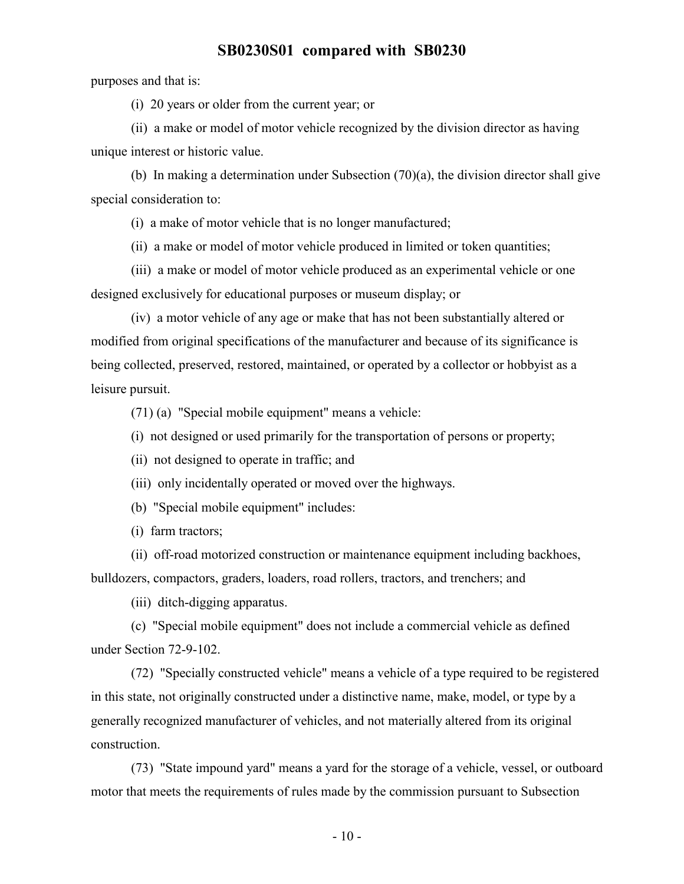purposes and that is:

(i) 20 years or older from the current year; or

(ii) a make or model of motor vehicle recognized by the division director as having unique interest or historic value.

(b) In making a determination under Subsection (70)(a), the division director shall give special consideration to:

(i) a make of motor vehicle that is no longer manufactured;

(ii) a make or model of motor vehicle produced in limited or token quantities;

(iii) a make or model of motor vehicle produced as an experimental vehicle or one designed exclusively for educational purposes or museum display; or

(iv) a motor vehicle of any age or make that has not been substantially altered or modified from original specifications of the manufacturer and because of its significance is being collected, preserved, restored, maintained, or operated by a collector or hobbyist as a leisure pursuit.

(71) (a) "Special mobile equipment" means a vehicle:

(i) not designed or used primarily for the transportation of persons or property;

(ii) not designed to operate in traffic; and

(iii) only incidentally operated or moved over the highways.

(b) "Special mobile equipment" includes:

(i) farm tractors;

(ii) off-road motorized construction or maintenance equipment including backhoes, bulldozers, compactors, graders, loaders, road rollers, tractors, and trenchers; and

(iii) ditch-digging apparatus.

(c) "Special mobile equipment" does not include a commercial vehicle as defined under Section 72-9-102.

(72) "Specially constructed vehicle" means a vehicle of a type required to be registered in this state, not originally constructed under a distinctive name, make, model, or type by a generally recognized manufacturer of vehicles, and not materially altered from its original construction.

(73) "State impound yard" means a yard for the storage of a vehicle, vessel, or outboard motor that meets the requirements of rules made by the commission pursuant to Subsection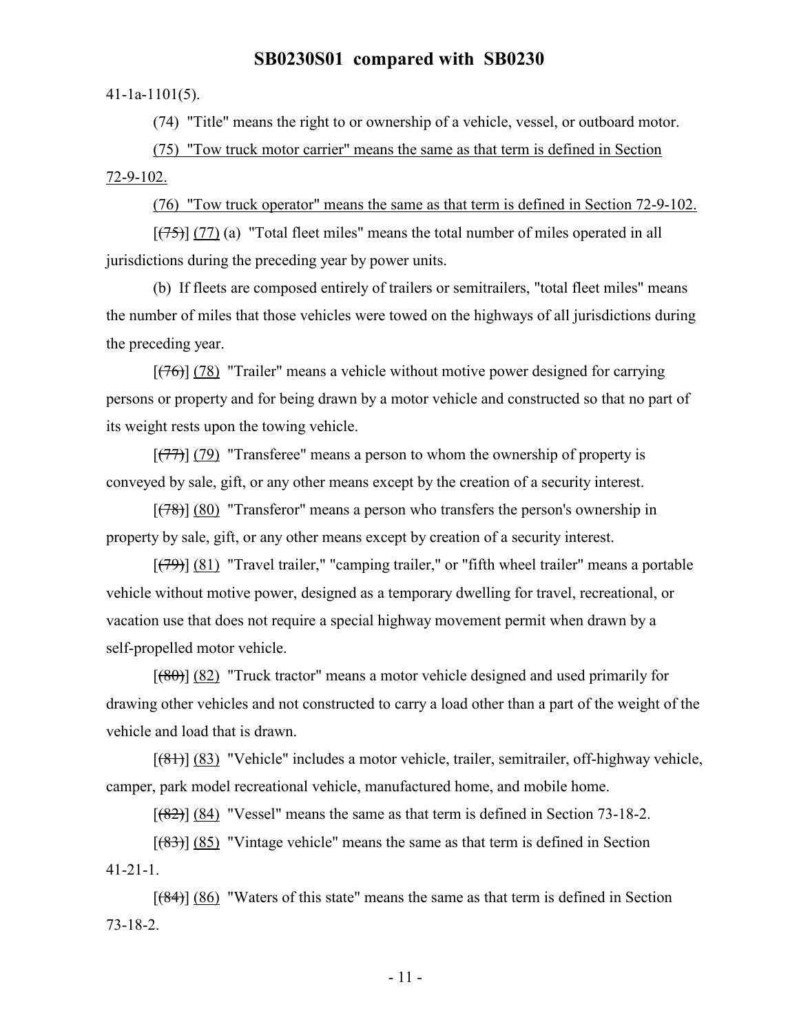41-1a-1101(5).

(74) "Title" means the right to or ownership of a vehicle, vessel, or outboard motor.

(75) "Tow truck motor carrier" means the same as that term is defined in Section 72-9-102.

(76) "Tow truck operator" means the same as that term is defined in Section 72-9-102.

[~~(75)~~] (77) (a) "Total fleet miles" means the total number of miles operated in all jurisdictions during the preceding year by power units.

(b) If fleets are composed entirely of trailers or semitrailers, "total fleet miles" means the number of miles that those vehicles were towed on the highways of all jurisdictions during the preceding year.

[~~(76)~~] (78) "Trailer" means a vehicle without motive power designed for carrying persons or property and for being drawn by a motor vehicle and constructed so that no part of its weight rests upon the towing vehicle.

[~~(77)~~] (79) "Transferee" means a person to whom the ownership of property is conveyed by sale, gift, or any other means except by the creation of a security interest.

[~~(78)~~] (80) "Transferor" means a person who transfers the person's ownership in property by sale, gift, or any other means except by creation of a security interest.

[~~(79)~~] (81) "Travel trailer," "camping trailer," or "fifth wheel trailer" means a portable vehicle without motive power, designed as a temporary dwelling for travel, recreational, or vacation use that does not require a special highway movement permit when drawn by a self-propelled motor vehicle.

[~~(80)~~] (82) "Truck tractor" means a motor vehicle designed and used primarily for drawing other vehicles and not constructed to carry a load other than a part of the weight of the vehicle and load that is drawn.

[~~(81)~~] (83) "Vehicle" includes a motor vehicle, trailer, semitrailer, off-highway vehicle, camper, park model recreational vehicle, manufactured home, and mobile home.

[~~(82)~~] (84) "Vessel" means the same as that term is defined in Section 73-18-2.

[~~(83)~~] (85) "Vintage vehicle" means the same as that term is defined in Section 41-21-1.

[~~(84)~~] (86) "Waters of this state" means the same as that term is defined in Section 73-18-2.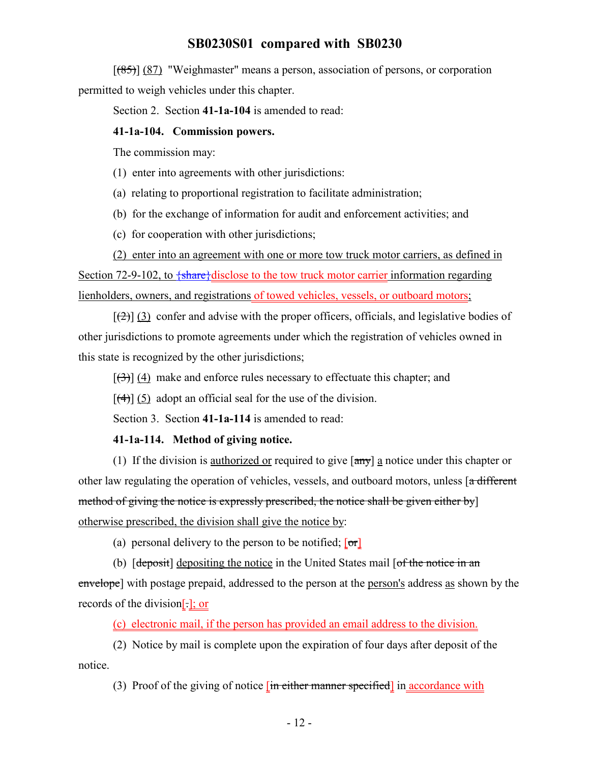[(85)] (87) "Weighmaster" means a person, association of persons, or corporation permitted to weigh vehicles under this chapter.

Section 2. Section **41-1a-104** is amended to read:

**41-1a-104. Commission powers.**

The commission may:

(1) enter into agreements with other jurisdictions:

(a) relating to proportional registration to facilitate administration;

(b) for the exchange of information for audit and enforcement activities; and

(c) for cooperation with other jurisdictions;

(2) enter into an agreement with one or more tow truck motor carriers, as defined in Section 72-9-102, to {share}disclose to the tow truck motor carrier information regarding lienholders, owners, and registrations of towed vehicles, vessels, or outboard motors;

[(2)] (3) confer and advise with the proper officers, officials, and legislative bodies of other jurisdictions to promote agreements under which the registration of vehicles owned in this state is recognized by the other jurisdictions;

[(3)] (4) make and enforce rules necessary to effectuate this chapter; and

[(4)] (5) adopt an official seal for the use of the division.

Section 3. Section **41-1a-114** is amended to read:

**41-1a-114. Method of giving notice.**

(1) If the division is authorized or required to give [any] a notice under this chapter or other law regulating the operation of vehicles, vessels, and outboard motors, unless [a different method of giving the notice is expressly prescribed, the notice shall be given either by] otherwise prescribed, the division shall give the notice by:

(a) personal delivery to the person to be notified; [or]

(b) [deposit] depositing the notice in the United States mail [of the notice in an envelope] with postage prepaid, addressed to the person at the person's address as shown by the records of the division[.]; or

(c) electronic mail, if the person has provided an email address to the division.

(2) Notice by mail is complete upon the expiration of four days after deposit of the notice.

(3) Proof of the giving of notice [in either manner specified] in accordance with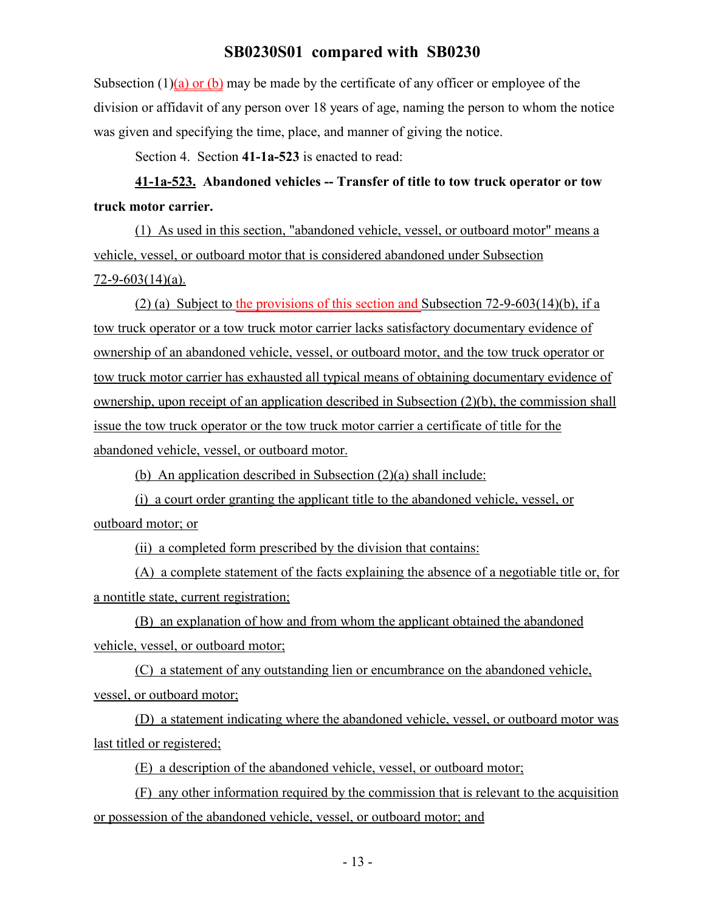Subsection (1)(a) or (b) may be made by the certificate of any officer or employee of the division or affidavit of any person over 18 years of age, naming the person to whom the notice was given and specifying the time, place, and manner of giving the notice.

Section 4. Section **41-1a-523** is enacted to read:

**41-1a-523. Abandoned vehicles -- Transfer of title to tow truck operator or tow truck motor carrier.**

(1) As used in this section, "abandoned vehicle, vessel, or outboard motor" means a vehicle, vessel, or outboard motor that is considered abandoned under Subsection 72-9-603(14)(a).

(2) (a) Subject to the provisions of this section and Subsection 72-9-603(14)(b), if a tow truck operator or a tow truck motor carrier lacks satisfactory documentary evidence of ownership of an abandoned vehicle, vessel, or outboard motor, and the tow truck operator or tow truck motor carrier has exhausted all typical means of obtaining documentary evidence of ownership, upon receipt of an application described in Subsection (2)(b), the commission shall issue the tow truck operator or the tow truck motor carrier a certificate of title for the abandoned vehicle, vessel, or outboard motor.

(b) An application described in Subsection (2)(a) shall include:

(i) a court order granting the applicant title to the abandoned vehicle, vessel, or outboard motor; or

(ii) a completed form prescribed by the division that contains:

(A) a complete statement of the facts explaining the absence of a negotiable title or, for a nontitle state, current registration;

(B) an explanation of how and from whom the applicant obtained the abandoned vehicle, vessel, or outboard motor;

(C) a statement of any outstanding lien or encumbrance on the abandoned vehicle, vessel, or outboard motor;

(D) a statement indicating where the abandoned vehicle, vessel, or outboard motor was last titled or registered;

(E) a description of the abandoned vehicle, vessel, or outboard motor;

(F) any other information required by the commission that is relevant to the acquisition or possession of the abandoned vehicle, vessel, or outboard motor; and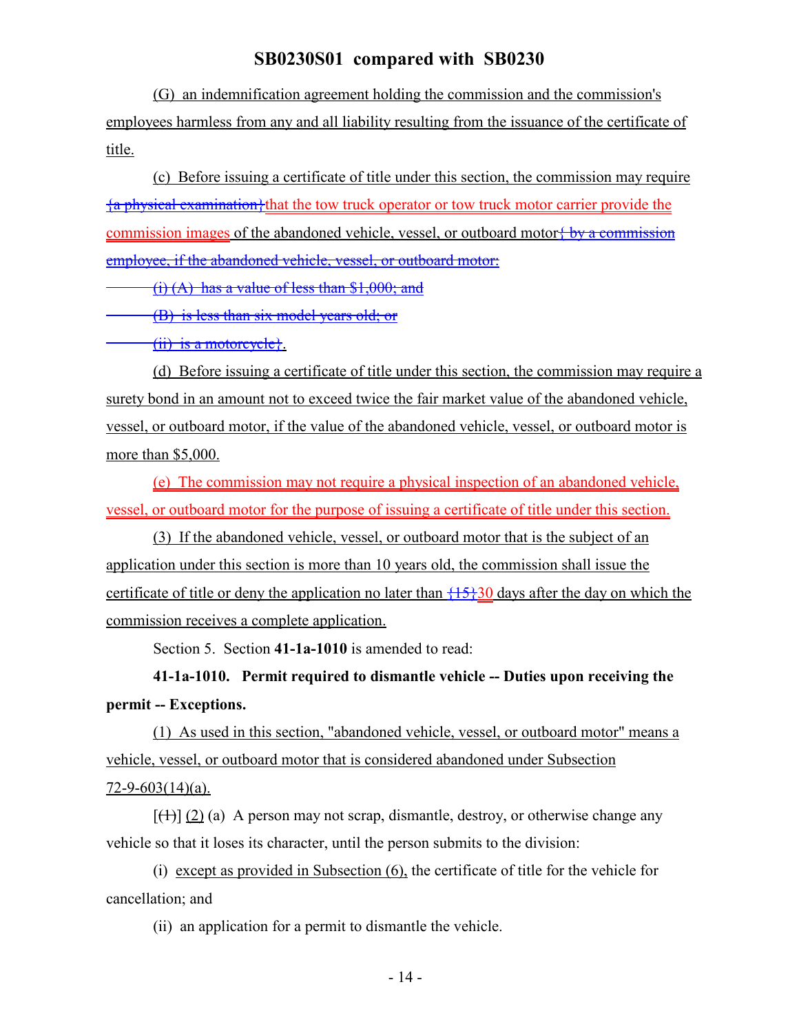(G) an indemnification agreement holding the commission and the commission's employees harmless from any and all liability resulting from the issuance of the certificate of title.

(c) Before issuing a certificate of title under this section, the commission may require {a physical examination}that the tow truck operator or tow truck motor carrier provide the commission images of the abandoned vehicle, vessel, or outboard motor{ by a commission employee, if the abandoned vehicle, vessel, or outboard motor:

(i) (A) has a value of less than $1,000; and

(B) is less than six model years old; or

(ii) is a motorcycle}.

(d) Before issuing a certificate of title under this section, the commission may require a surety bond in an amount not to exceed twice the fair market value of the abandoned vehicle, vessel, or outboard motor, if the value of the abandoned vehicle, vessel, or outboard motor is more than $5,000.

(e) The commission may not require a physical inspection of an abandoned vehicle, vessel, or outboard motor for the purpose of issuing a certificate of title under this section.

(3) If the abandoned vehicle, vessel, or outboard motor that is the subject of an application under this section is more than 10 years old, the commission shall issue the certificate of title or deny the application no later than {15}30 days after the day on which the commission receives a complete application.

Section 5. Section **41-1a-1010** is amended to read:

**41-1a-1010. Permit required to dismantle vehicle -- Duties upon receiving the permit -- Exceptions.**

(1) As used in this section, "abandoned vehicle, vessel, or outboard motor" means a vehicle, vessel, or outboard motor that is considered abandoned under Subsection 72-9-603(14)(a).

[(1)] (2) (a) A person may not scrap, dismantle, destroy, or otherwise change any vehicle so that it loses its character, until the person submits to the division:

(i) except as provided in Subsection (6), the certificate of title for the vehicle for cancellation; and

(ii) an application for a permit to dismantle the vehicle.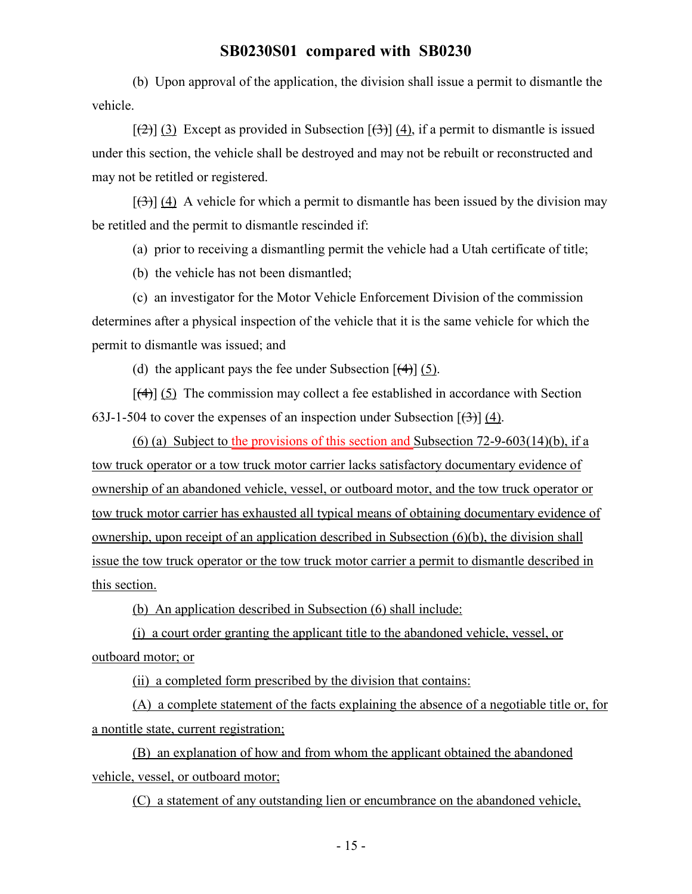(b) Upon approval of the application, the division shall issue a permit to dismantle the vehicle.

[(2)] (3) Except as provided in Subsection [(3)] (4), if a permit to dismantle is issued under this section, the vehicle shall be destroyed and may not be rebuilt or reconstructed and may not be retitled or registered.

[(3)] (4) A vehicle for which a permit to dismantle has been issued by the division may be retitled and the permit to dismantle rescinded if:

(a) prior to receiving a dismantling permit the vehicle had a Utah certificate of title;

(b) the vehicle has not been dismantled;

(c) an investigator for the Motor Vehicle Enforcement Division of the commission determines after a physical inspection of the vehicle that it is the same vehicle for which the permit to dismantle was issued; and

(d) the applicant pays the fee under Subsection [(4)] (5).

[(4)] (5) The commission may collect a fee established in accordance with Section 63J-1-504 to cover the expenses of an inspection under Subsection [(3)] (4).

(6) (a) Subject to the provisions of this section and Subsection 72-9-603(14)(b), if a tow truck operator or a tow truck motor carrier lacks satisfactory documentary evidence of ownership of an abandoned vehicle, vessel, or outboard motor, and the tow truck operator or tow truck motor carrier has exhausted all typical means of obtaining documentary evidence of ownership, upon receipt of an application described in Subsection (6)(b), the division shall issue the tow truck operator or the tow truck motor carrier a permit to dismantle described in this section.

(b) An application described in Subsection (6) shall include:

(i) a court order granting the applicant title to the abandoned vehicle, vessel, or outboard motor; or

(ii) a completed form prescribed by the division that contains:

(A) a complete statement of the facts explaining the absence of a negotiable title or, for a nontitle state, current registration;

(B) an explanation of how and from whom the applicant obtained the abandoned vehicle, vessel, or outboard motor;

(C) a statement of any outstanding lien or encumbrance on the abandoned vehicle,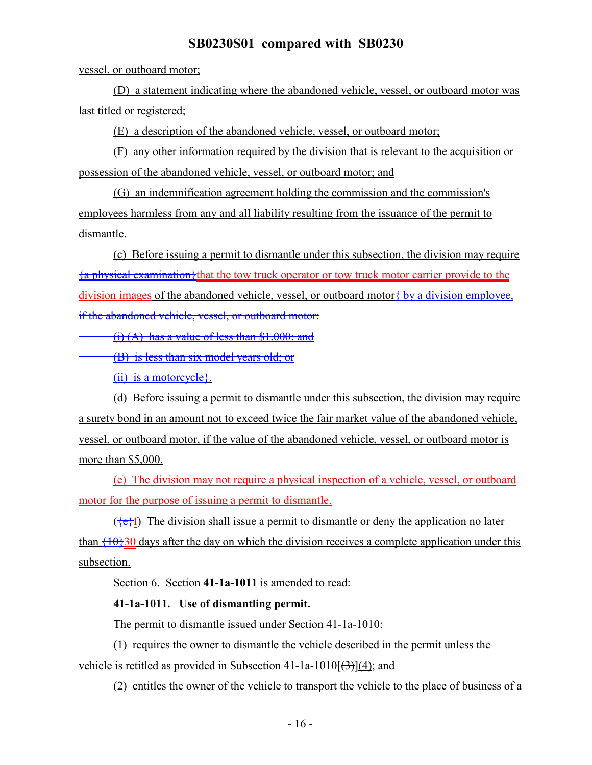vessel, or outboard motor;

(D) a statement indicating where the abandoned vehicle, vessel, or outboard motor was last titled or registered;

(E) a description of the abandoned vehicle, vessel, or outboard motor;

(F) any other information required by the division that is relevant to the acquisition or possession of the abandoned vehicle, vessel, or outboard motor; and

(G) an indemnification agreement holding the commission and the commission's employees harmless from any and all liability resulting from the issuance of the permit to dismantle.

(c) Before issuing a permit to dismantle under this subsection, the division may require ~~{a physical examination}~~that the tow truck operator or tow truck motor carrier provide to the division images of the abandoned vehicle, vessel, or outboard motor~~{ by a division employee, if the abandoned vehicle, vessel, or outboard motor:~~

~~(i) (A) has a value of less than $1,000; and~~

~~(B) is less than six model years old; or~~

~~(ii) is a motorcycle}~~.

(d) Before issuing a permit to dismantle under this subsection, the division may require a surety bond in an amount not to exceed twice the fair market value of the abandoned vehicle, vessel, or outboard motor, if the value of the abandoned vehicle, vessel, or outboard motor is more than $5,000.

(e) The division may not require a physical inspection of a vehicle, vessel, or outboard motor for the purpose of issuing a permit to dismantle.

(~~{e}~~f) The division shall issue a permit to dismantle or deny the application no later than ~~{10}~~30 days after the day on which the division receives a complete application under this subsection.

Section 6. Section **41-1a-1011** is amended to read:

**41-1a-1011. Use of dismantling permit.**

The permit to dismantle issued under Section 41-1a-1010:

(1) requires the owner to dismantle the vehicle described in the permit unless the vehicle is retitled as provided in Subsection 41-1a-1010[~~(3)~~](4); and

(2) entitles the owner of the vehicle to transport the vehicle to the place of business of a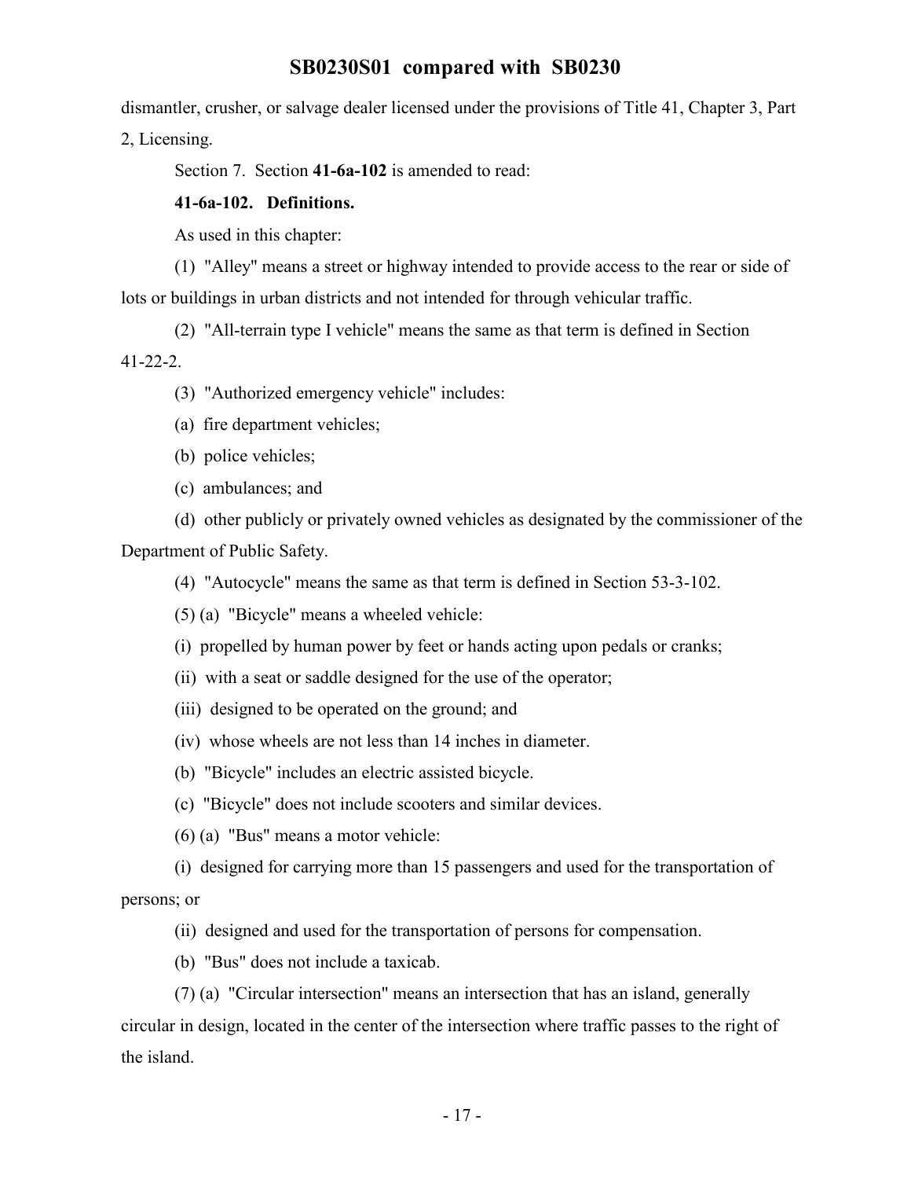dismantler, crusher, or salvage dealer licensed under the provisions of Title 41, Chapter 3, Part 2, Licensing.

Section 7. Section **41-6a-102** is amended to read:

**41-6a-102. Definitions.**

As used in this chapter:

(1) "Alley" means a street or highway intended to provide access to the rear or side of lots or buildings in urban districts and not intended for through vehicular traffic.

(2) "All-terrain type I vehicle" means the same as that term is defined in Section 41-22-2.

(3) "Authorized emergency vehicle" includes:

(a) fire department vehicles;

(b) police vehicles;

(c) ambulances; and

(d) other publicly or privately owned vehicles as designated by the commissioner of the Department of Public Safety.

(4) "Autocycle" means the same as that term is defined in Section 53-3-102.

(5) (a) "Bicycle" means a wheeled vehicle:

(i) propelled by human power by feet or hands acting upon pedals or cranks;

(ii) with a seat or saddle designed for the use of the operator;

(iii) designed to be operated on the ground; and

(iv) whose wheels are not less than 14 inches in diameter.

(b) "Bicycle" includes an electric assisted bicycle.

(c) "Bicycle" does not include scooters and similar devices.

(6) (a) "Bus" means a motor vehicle:

(i) designed for carrying more than 15 passengers and used for the transportation of persons; or

(ii) designed and used for the transportation of persons for compensation.

(b) "Bus" does not include a taxicab.

(7) (a) "Circular intersection" means an intersection that has an island, generally circular in design, located in the center of the intersection where traffic passes to the right of the island.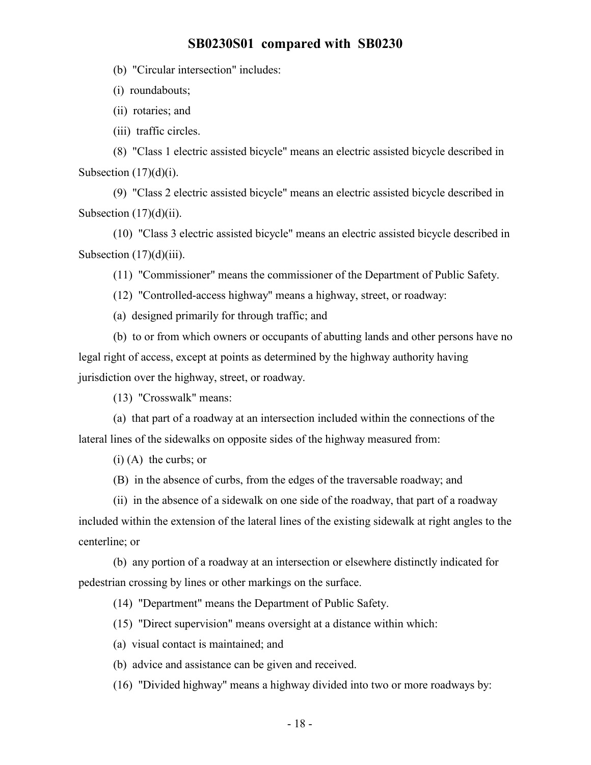(b) "Circular intersection" includes:

(i) roundabouts;

(ii) rotaries; and

(iii) traffic circles.

(8) "Class 1 electric assisted bicycle" means an electric assisted bicycle described in Subsection (17)(d)(i).

(9) "Class 2 electric assisted bicycle" means an electric assisted bicycle described in Subsection (17)(d)(ii).

(10) "Class 3 electric assisted bicycle" means an electric assisted bicycle described in Subsection (17)(d)(iii).

(11) "Commissioner" means the commissioner of the Department of Public Safety.

(12) "Controlled-access highway" means a highway, street, or roadway:

(a) designed primarily for through traffic; and

(b) to or from which owners or occupants of abutting lands and other persons have no legal right of access, except at points as determined by the highway authority having jurisdiction over the highway, street, or roadway.

(13) "Crosswalk" means:

(a) that part of a roadway at an intersection included within the connections of the lateral lines of the sidewalks on opposite sides of the highway measured from:

(i) (A) the curbs; or

(B) in the absence of curbs, from the edges of the traversable roadway; and

(ii) in the absence of a sidewalk on one side of the roadway, that part of a roadway included within the extension of the lateral lines of the existing sidewalk at right angles to the centerline; or

(b) any portion of a roadway at an intersection or elsewhere distinctly indicated for pedestrian crossing by lines or other markings on the surface.

(14) "Department" means the Department of Public Safety.

(15) "Direct supervision" means oversight at a distance within which:

(a) visual contact is maintained; and

(b) advice and assistance can be given and received.

(16) "Divided highway" means a highway divided into two or more roadways by: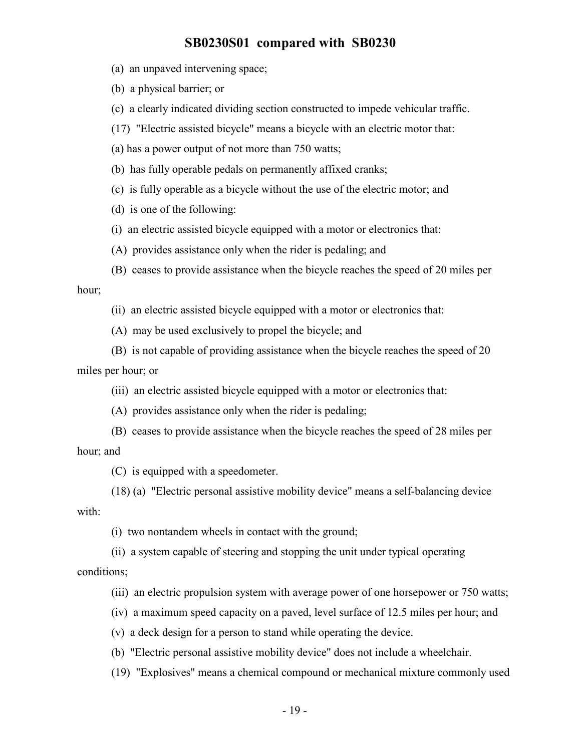(a) an unpaved intervening space;

(b) a physical barrier; or

(c) a clearly indicated dividing section constructed to impede vehicular traffic.

(17) "Electric assisted bicycle" means a bicycle with an electric motor that:

(a) has a power output of not more than 750 watts;

(b) has fully operable pedals on permanently affixed cranks;

(c) is fully operable as a bicycle without the use of the electric motor; and

(d) is one of the following:

(i) an electric assisted bicycle equipped with a motor or electronics that:

(A) provides assistance only when the rider is pedaling; and

(B) ceases to provide assistance when the bicycle reaches the speed of 20 miles per hour;

(ii) an electric assisted bicycle equipped with a motor or electronics that:

(A) may be used exclusively to propel the bicycle; and

(B) is not capable of providing assistance when the bicycle reaches the speed of 20 miles per hour; or

(iii) an electric assisted bicycle equipped with a motor or electronics that:

(A) provides assistance only when the rider is pedaling;

(B) ceases to provide assistance when the bicycle reaches the speed of 28 miles per hour; and

(C) is equipped with a speedometer.

(18) (a) "Electric personal assistive mobility device" means a self-balancing device with:

(i) two nontandem wheels in contact with the ground;

(ii) a system capable of steering and stopping the unit under typical operating conditions;

(iii) an electric propulsion system with average power of one horsepower or 750 watts;

(iv) a maximum speed capacity on a paved, level surface of 12.5 miles per hour; and

(v) a deck design for a person to stand while operating the device.

(b) "Electric personal assistive mobility device" does not include a wheelchair.

(19) "Explosives" means a chemical compound or mechanical mixture commonly used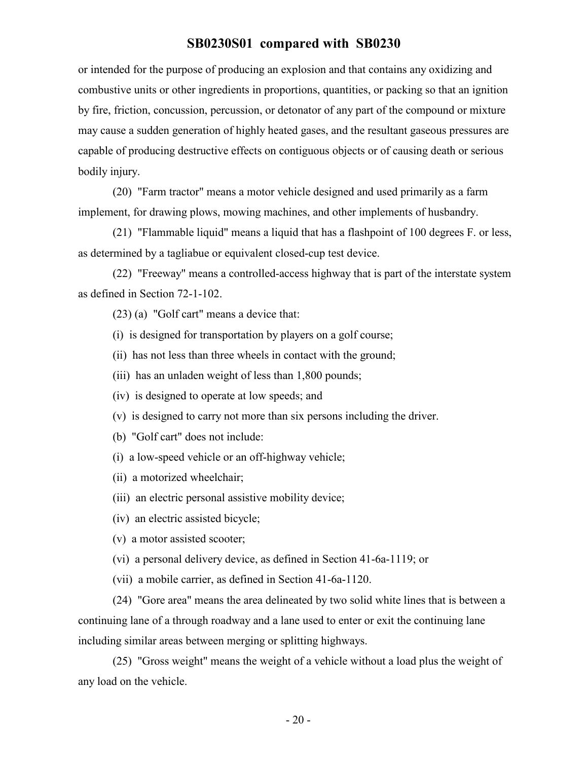or intended for the purpose of producing an explosion and that contains any oxidizing and combustive units or other ingredients in proportions, quantities, or packing so that an ignition by fire, friction, concussion, percussion, or detonator of any part of the compound or mixture may cause a sudden generation of highly heated gases, and the resultant gaseous pressures are capable of producing destructive effects on contiguous objects or of causing death or serious bodily injury.

(20) "Farm tractor" means a motor vehicle designed and used primarily as a farm implement, for drawing plows, mowing machines, and other implements of husbandry.

(21) "Flammable liquid" means a liquid that has a flashpoint of 100 degrees F. or less, as determined by a tagliabue or equivalent closed-cup test device.

(22) "Freeway" means a controlled-access highway that is part of the interstate system as defined in Section 72-1-102.

(23) (a) "Golf cart" means a device that:

(i) is designed for transportation by players on a golf course;

(ii) has not less than three wheels in contact with the ground;

(iii) has an unladen weight of less than 1,800 pounds;

(iv) is designed to operate at low speeds; and

(v) is designed to carry not more than six persons including the driver.

(b) "Golf cart" does not include:

(i) a low-speed vehicle or an off-highway vehicle;

(ii) a motorized wheelchair;

(iii) an electric personal assistive mobility device;

(iv) an electric assisted bicycle;

(v) a motor assisted scooter;

(vi) a personal delivery device, as defined in Section 41-6a-1119; or

(vii) a mobile carrier, as defined in Section 41-6a-1120.

(24) "Gore area" means the area delineated by two solid white lines that is between a continuing lane of a through roadway and a lane used to enter or exit the continuing lane including similar areas between merging or splitting highways.

(25) "Gross weight" means the weight of a vehicle without a load plus the weight of any load on the vehicle.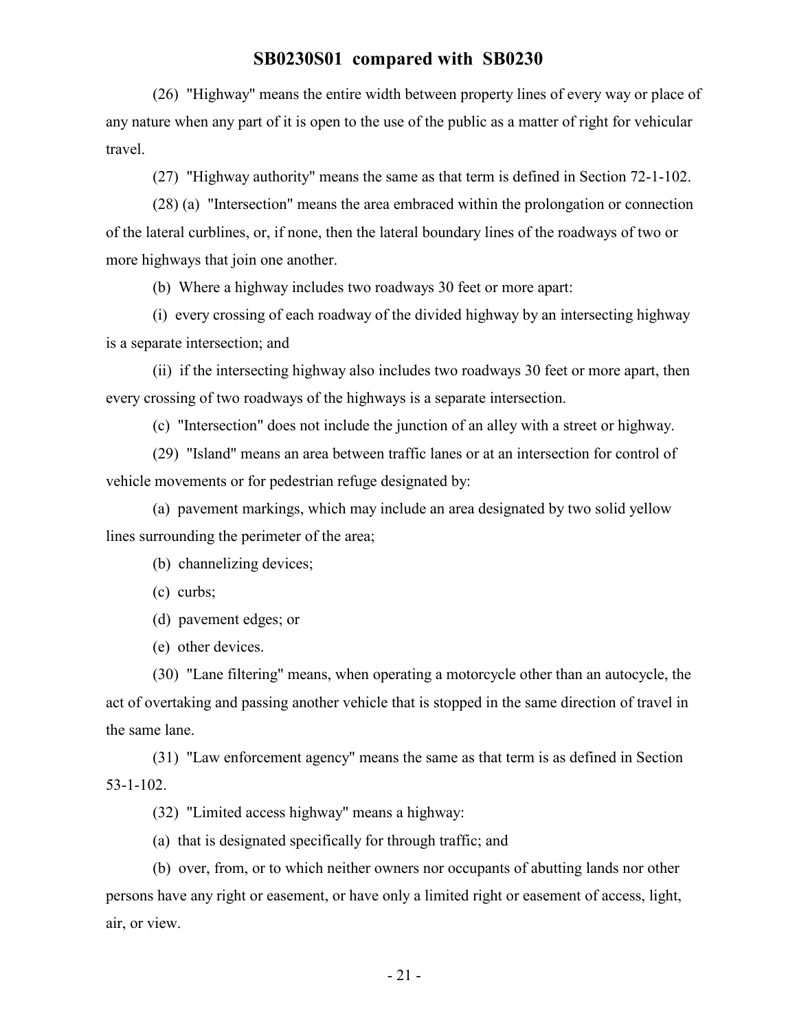(26) "Highway" means the entire width between property lines of every way or place of any nature when any part of it is open to the use of the public as a matter of right for vehicular travel.

(27) "Highway authority" means the same as that term is defined in Section 72-1-102.

(28) (a) "Intersection" means the area embraced within the prolongation or connection of the lateral curblines, or, if none, then the lateral boundary lines of the roadways of two or more highways that join one another.

(b) Where a highway includes two roadways 30 feet or more apart:

(i) every crossing of each roadway of the divided highway by an intersecting highway is a separate intersection; and

(ii) if the intersecting highway also includes two roadways 30 feet or more apart, then every crossing of two roadways of the highways is a separate intersection.

(c) "Intersection" does not include the junction of an alley with a street or highway.

(29) "Island" means an area between traffic lanes or at an intersection for control of vehicle movements or for pedestrian refuge designated by:

(a) pavement markings, which may include an area designated by two solid yellow lines surrounding the perimeter of the area;

(b) channelizing devices;

(c) curbs;

(d) pavement edges; or

(e) other devices.

(30) "Lane filtering" means, when operating a motorcycle other than an autocycle, the act of overtaking and passing another vehicle that is stopped in the same direction of travel in the same lane.

(31) "Law enforcement agency" means the same as that term is as defined in Section 53-1-102.

(32) "Limited access highway" means a highway:

(a) that is designated specifically for through traffic; and

(b) over, from, or to which neither owners nor occupants of abutting lands nor other persons have any right or easement, or have only a limited right or easement of access, light, air, or view.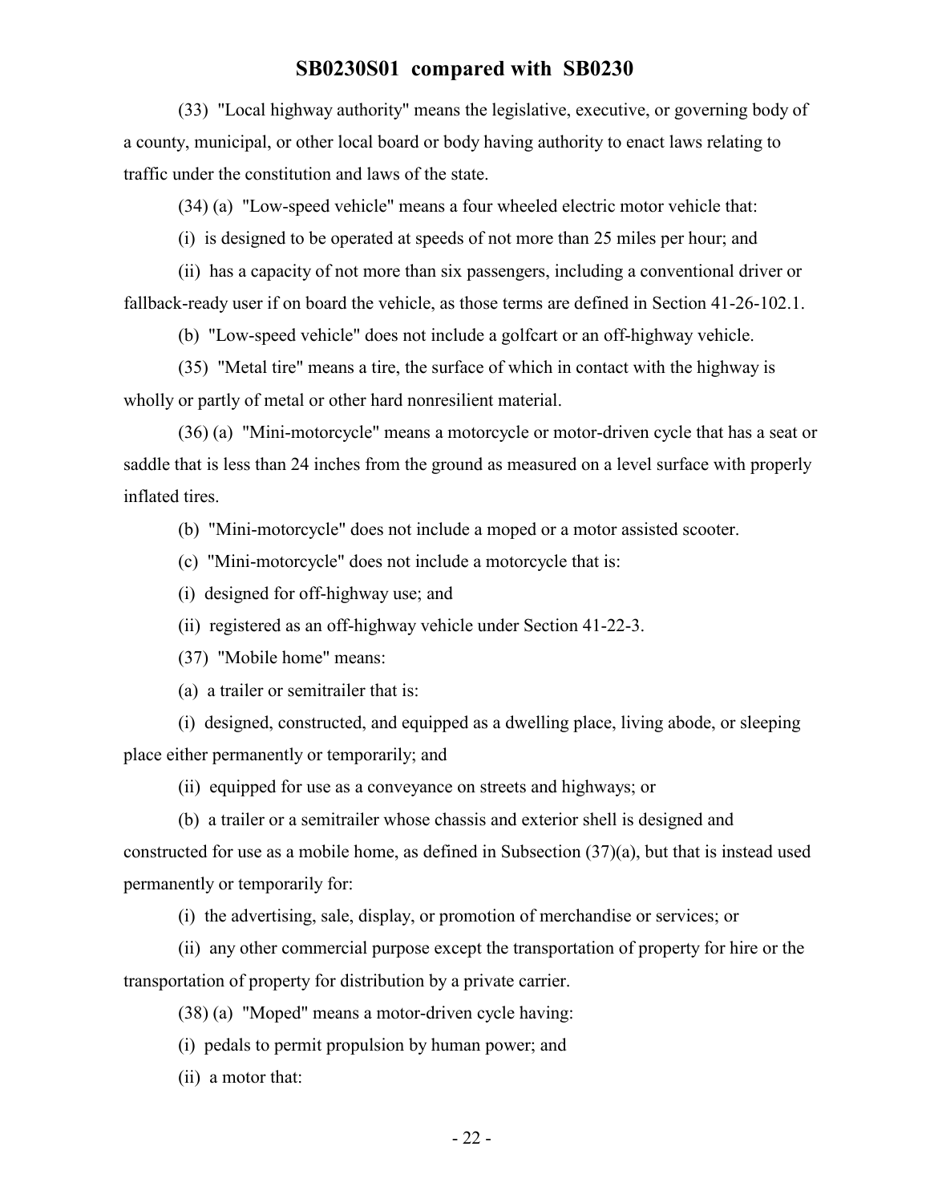(33) "Local highway authority" means the legislative, executive, or governing body of a county, municipal, or other local board or body having authority to enact laws relating to traffic under the constitution and laws of the state.

(34) (a) "Low-speed vehicle" means a four wheeled electric motor vehicle that:

(i) is designed to be operated at speeds of not more than 25 miles per hour; and

(ii) has a capacity of not more than six passengers, including a conventional driver or fallback-ready user if on board the vehicle, as those terms are defined in Section 41-26-102.1.

(b) "Low-speed vehicle" does not include a golfcart or an off-highway vehicle.

(35) "Metal tire" means a tire, the surface of which in contact with the highway is wholly or partly of metal or other hard nonresilient material.

(36) (a) "Mini-motorcycle" means a motorcycle or motor-driven cycle that has a seat or saddle that is less than 24 inches from the ground as measured on a level surface with properly inflated tires.

(b) "Mini-motorcycle" does not include a moped or a motor assisted scooter.

(c) "Mini-motorcycle" does not include a motorcycle that is:

(i) designed for off-highway use; and

(ii) registered as an off-highway vehicle under Section 41-22-3.

(37) "Mobile home" means:

(a) a trailer or semitrailer that is:

(i) designed, constructed, and equipped as a dwelling place, living abode, or sleeping place either permanently or temporarily; and

(ii) equipped for use as a conveyance on streets and highways; or

(b) a trailer or a semitrailer whose chassis and exterior shell is designed and constructed for use as a mobile home, as defined in Subsection (37)(a), but that is instead used permanently or temporarily for:

(i) the advertising, sale, display, or promotion of merchandise or services; or

(ii) any other commercial purpose except the transportation of property for hire or the transportation of property for distribution by a private carrier.

(38) (a) "Moped" means a motor-driven cycle having:

(i) pedals to permit propulsion by human power; and

(ii) a motor that: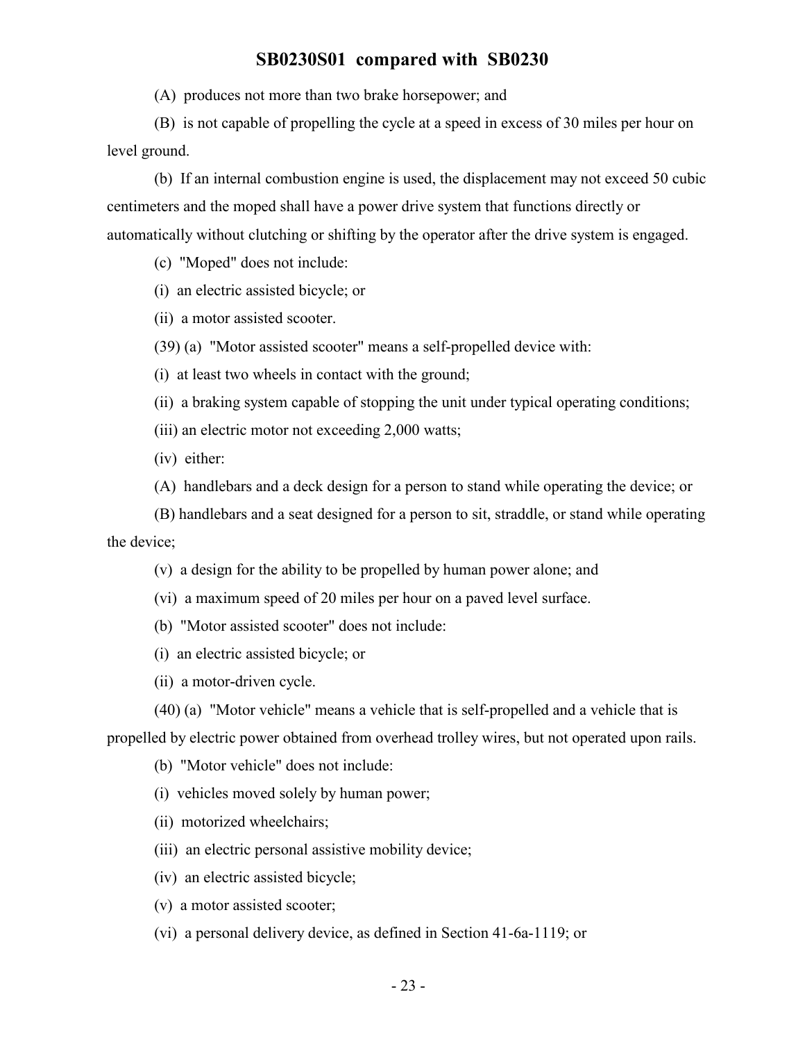(A) produces not more than two brake horsepower; and

(B) is not capable of propelling the cycle at a speed in excess of 30 miles per hour on level ground.

(b) If an internal combustion engine is used, the displacement may not exceed 50 cubic centimeters and the moped shall have a power drive system that functions directly or automatically without clutching or shifting by the operator after the drive system is engaged.

(c) "Moped" does not include:

(i) an electric assisted bicycle; or

(ii) a motor assisted scooter.

(39) (a) "Motor assisted scooter" means a self-propelled device with:

(i) at least two wheels in contact with the ground;

(ii) a braking system capable of stopping the unit under typical operating conditions;

(iii) an electric motor not exceeding 2,000 watts;

(iv) either:

(A) handlebars and a deck design for a person to stand while operating the device; or

(B) handlebars and a seat designed for a person to sit, straddle, or stand while operating the device;

(v) a design for the ability to be propelled by human power alone; and

(vi) a maximum speed of 20 miles per hour on a paved level surface.

(b) "Motor assisted scooter" does not include:

(i) an electric assisted bicycle; or

(ii) a motor-driven cycle.

(40) (a) "Motor vehicle" means a vehicle that is self-propelled and a vehicle that is propelled by electric power obtained from overhead trolley wires, but not operated upon rails.

(b) "Motor vehicle" does not include:

(i) vehicles moved solely by human power;

(ii) motorized wheelchairs;

(iii) an electric personal assistive mobility device;

(iv) an electric assisted bicycle;

(v) a motor assisted scooter;

(vi) a personal delivery device, as defined in Section 41-6a-1119; or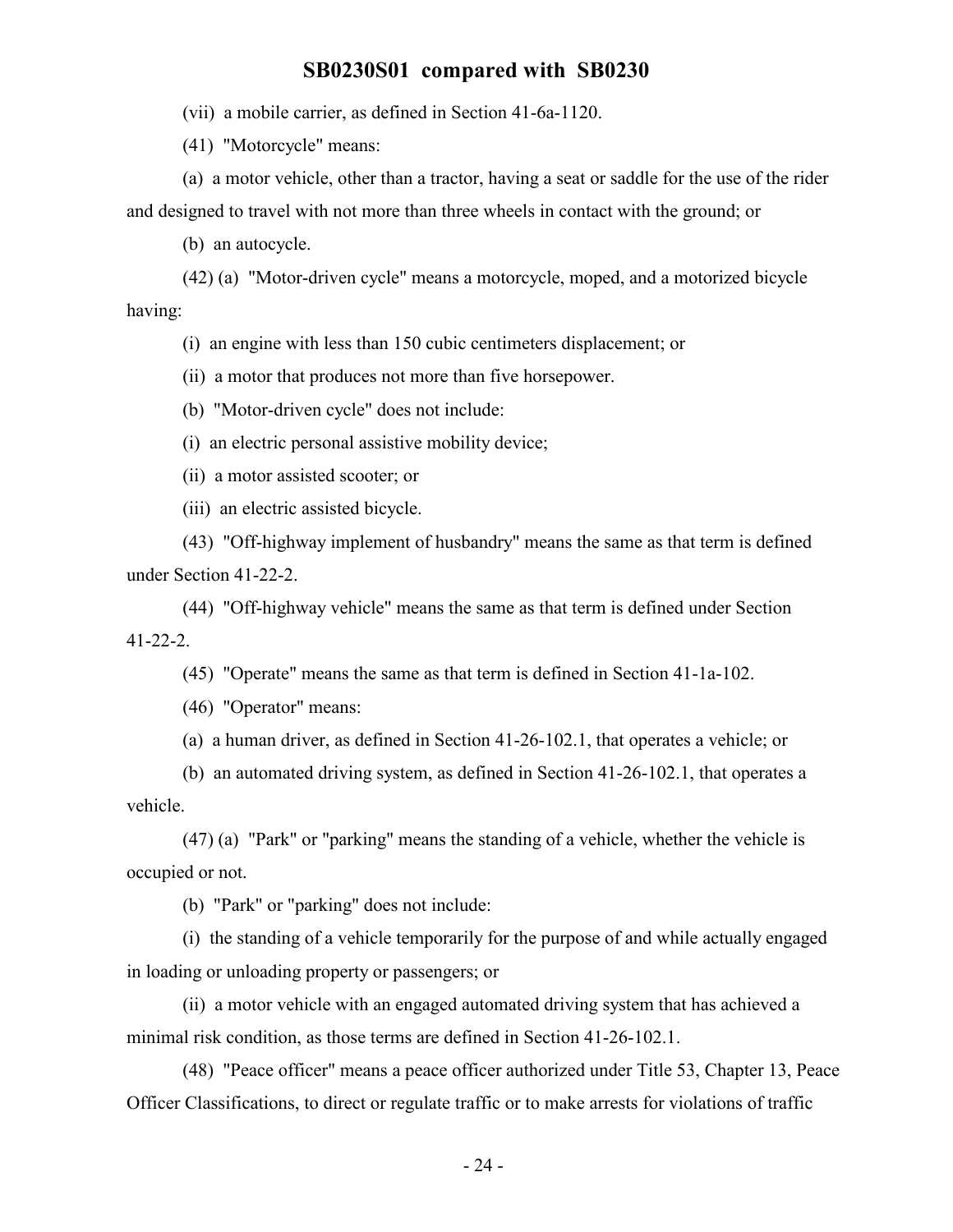(vii) a mobile carrier, as defined in Section 41-6a-1120.

(41) "Motorcycle" means:

(a) a motor vehicle, other than a tractor, having a seat or saddle for the use of the rider and designed to travel with not more than three wheels in contact with the ground; or

(b) an autocycle.

(42) (a) "Motor-driven cycle" means a motorcycle, moped, and a motorized bicycle having:

(i) an engine with less than 150 cubic centimeters displacement; or

(ii) a motor that produces not more than five horsepower.

(b) "Motor-driven cycle" does not include:

(i) an electric personal assistive mobility device;

(ii) a motor assisted scooter; or

(iii) an electric assisted bicycle.

(43) "Off-highway implement of husbandry" means the same as that term is defined under Section 41-22-2.

(44) "Off-highway vehicle" means the same as that term is defined under Section 41-22-2.

(45) "Operate" means the same as that term is defined in Section 41-1a-102.

(46) "Operator" means:

(a) a human driver, as defined in Section 41-26-102.1, that operates a vehicle; or

(b) an automated driving system, as defined in Section 41-26-102.1, that operates a vehicle.

(47) (a) "Park" or "parking" means the standing of a vehicle, whether the vehicle is occupied or not.

(b) "Park" or "parking" does not include:

(i) the standing of a vehicle temporarily for the purpose of and while actually engaged in loading or unloading property or passengers; or

(ii) a motor vehicle with an engaged automated driving system that has achieved a minimal risk condition, as those terms are defined in Section 41-26-102.1.

(48) "Peace officer" means a peace officer authorized under Title 53, Chapter 13, Peace Officer Classifications, to direct or regulate traffic or to make arrests for violations of traffic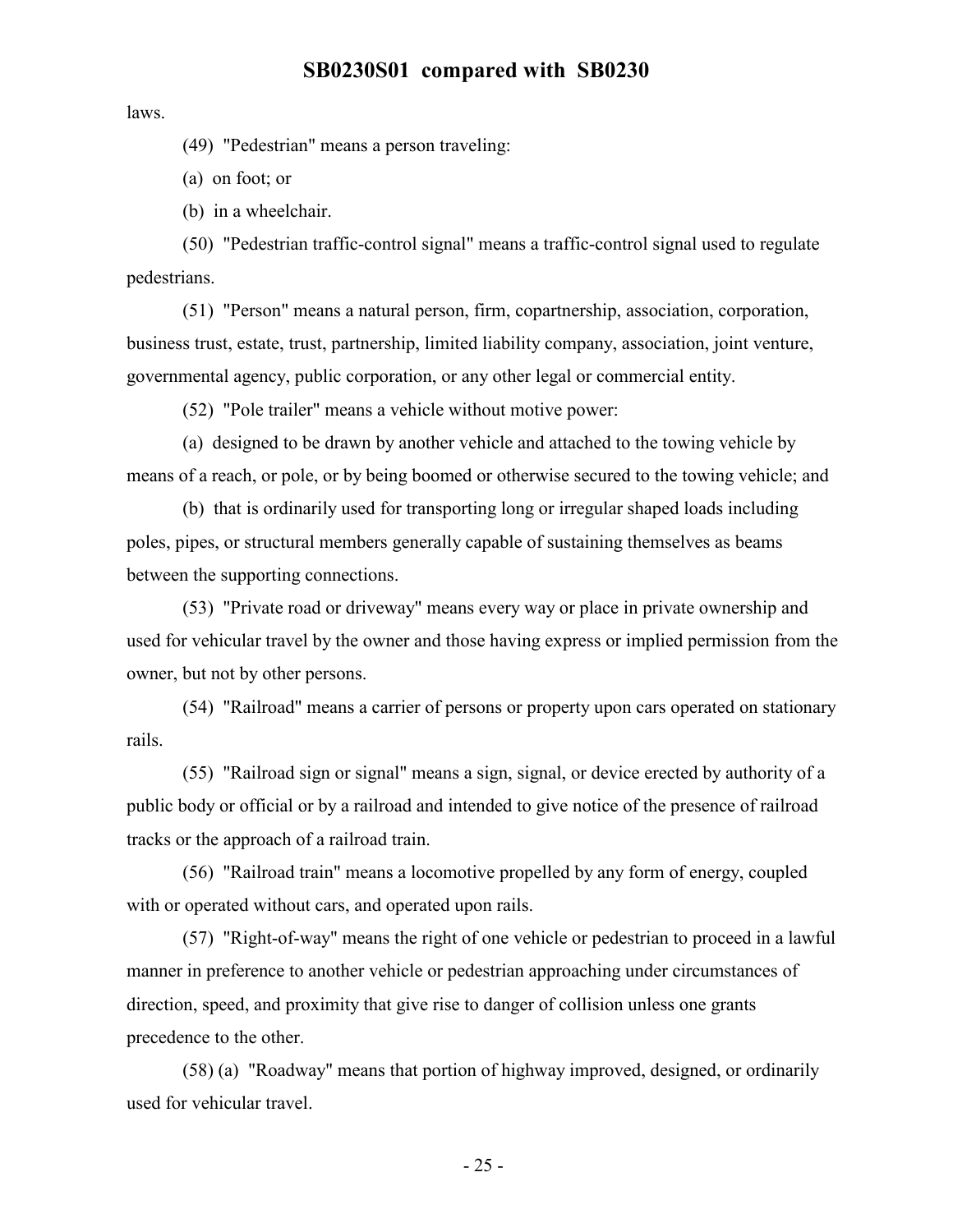laws.

(49) "Pedestrian" means a person traveling:

(a) on foot; or

(b) in a wheelchair.

(50) "Pedestrian traffic-control signal" means a traffic-control signal used to regulate pedestrians.

(51) "Person" means a natural person, firm, copartnership, association, corporation, business trust, estate, trust, partnership, limited liability company, association, joint venture, governmental agency, public corporation, or any other legal or commercial entity.

(52) "Pole trailer" means a vehicle without motive power:

(a) designed to be drawn by another vehicle and attached to the towing vehicle by means of a reach, or pole, or by being boomed or otherwise secured to the towing vehicle; and

(b) that is ordinarily used for transporting long or irregular shaped loads including poles, pipes, or structural members generally capable of sustaining themselves as beams between the supporting connections.

(53) "Private road or driveway" means every way or place in private ownership and used for vehicular travel by the owner and those having express or implied permission from the owner, but not by other persons.

(54) "Railroad" means a carrier of persons or property upon cars operated on stationary rails.

(55) "Railroad sign or signal" means a sign, signal, or device erected by authority of a public body or official or by a railroad and intended to give notice of the presence of railroad tracks or the approach of a railroad train.

(56) "Railroad train" means a locomotive propelled by any form of energy, coupled with or operated without cars, and operated upon rails.

(57) "Right-of-way" means the right of one vehicle or pedestrian to proceed in a lawful manner in preference to another vehicle or pedestrian approaching under circumstances of direction, speed, and proximity that give rise to danger of collision unless one grants precedence to the other.

(58) (a) "Roadway" means that portion of highway improved, designed, or ordinarily used for vehicular travel.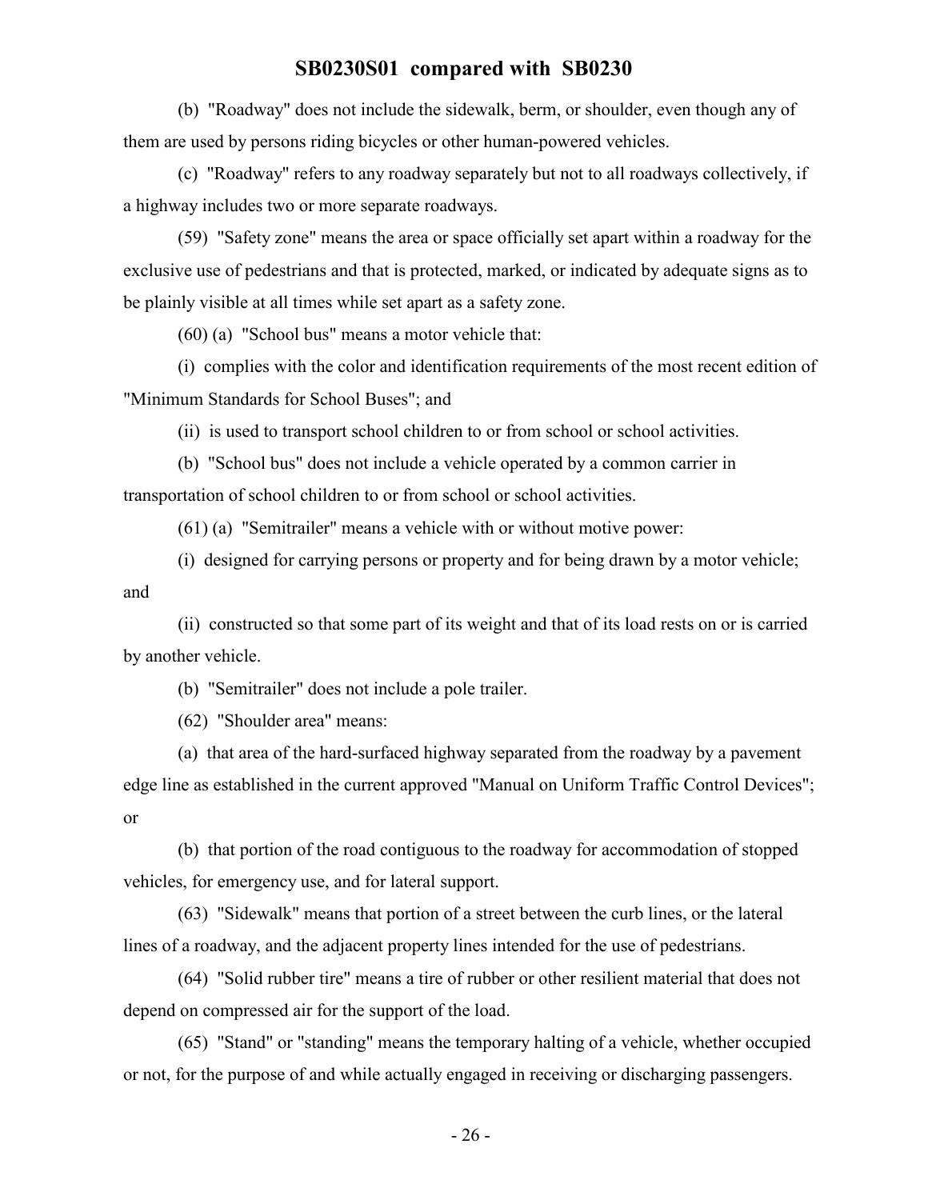(b) "Roadway" does not include the sidewalk, berm, or shoulder, even though any of them are used by persons riding bicycles or other human-powered vehicles.

(c) "Roadway" refers to any roadway separately but not to all roadways collectively, if a highway includes two or more separate roadways.

(59) "Safety zone" means the area or space officially set apart within a roadway for the exclusive use of pedestrians and that is protected, marked, or indicated by adequate signs as to be plainly visible at all times while set apart as a safety zone.

(60) (a) "School bus" means a motor vehicle that:

(i) complies with the color and identification requirements of the most recent edition of "Minimum Standards for School Buses"; and

(ii) is used to transport school children to or from school or school activities.

(b) "School bus" does not include a vehicle operated by a common carrier in transportation of school children to or from school or school activities.

(61) (a) "Semitrailer" means a vehicle with or without motive power:

(i) designed for carrying persons or property and for being drawn by a motor vehicle; and

(ii) constructed so that some part of its weight and that of its load rests on or is carried by another vehicle.

(b) "Semitrailer" does not include a pole trailer.

(62) "Shoulder area" means:

(a) that area of the hard-surfaced highway separated from the roadway by a pavement edge line as established in the current approved "Manual on Uniform Traffic Control Devices"; or

(b) that portion of the road contiguous to the roadway for accommodation of stopped vehicles, for emergency use, and for lateral support.

(63) "Sidewalk" means that portion of a street between the curb lines, or the lateral lines of a roadway, and the adjacent property lines intended for the use of pedestrians.

(64) "Solid rubber tire" means a tire of rubber or other resilient material that does not depend on compressed air for the support of the load.

(65) "Stand" or "standing" means the temporary halting of a vehicle, whether occupied or not, for the purpose of and while actually engaged in receiving or discharging passengers.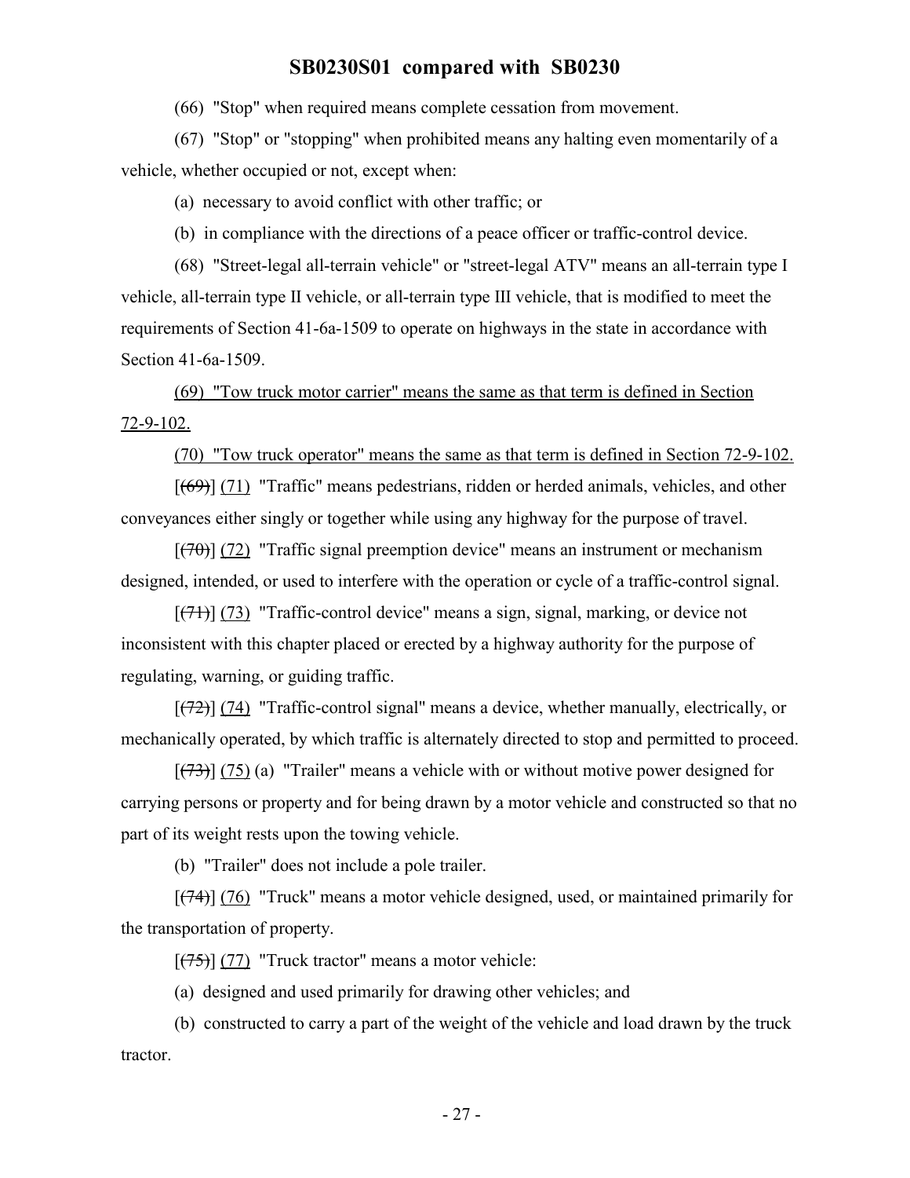(66) "Stop" when required means complete cessation from movement.

(67) "Stop" or "stopping" when prohibited means any halting even momentarily of a vehicle, whether occupied or not, except when:

(a) necessary to avoid conflict with other traffic; or

(b) in compliance with the directions of a peace officer or traffic-control device.

(68) "Street-legal all-terrain vehicle" or "street-legal ATV" means an all-terrain type I vehicle, all-terrain type II vehicle, or all-terrain type III vehicle, that is modified to meet the requirements of Section 41-6a-1509 to operate on highways in the state in accordance with Section 41-6a-1509.

(69) "Tow truck motor carrier" means the same as that term is defined in Section 72-9-102.

(70) "Tow truck operator" means the same as that term is defined in Section 72-9-102.

[~~(69)~~] (71) "Traffic" means pedestrians, ridden or herded animals, vehicles, and other conveyances either singly or together while using any highway for the purpose of travel.

[~~(70)~~] (72) "Traffic signal preemption device" means an instrument or mechanism designed, intended, or used to interfere with the operation or cycle of a traffic-control signal.

[~~(71)~~] (73) "Traffic-control device" means a sign, signal, marking, or device not inconsistent with this chapter placed or erected by a highway authority for the purpose of regulating, warning, or guiding traffic.

[~~(72)~~] (74) "Traffic-control signal" means a device, whether manually, electrically, or mechanically operated, by which traffic is alternately directed to stop and permitted to proceed.

[~~(73)~~] (75) (a) "Trailer" means a vehicle with or without motive power designed for carrying persons or property and for being drawn by a motor vehicle and constructed so that no part of its weight rests upon the towing vehicle.

(b) "Trailer" does not include a pole trailer.

[~~(74)~~] (76) "Truck" means a motor vehicle designed, used, or maintained primarily for the transportation of property.

[~~(75)~~] (77) "Truck tractor" means a motor vehicle:

(a) designed and used primarily for drawing other vehicles; and

(b) constructed to carry a part of the weight of the vehicle and load drawn by the truck tractor.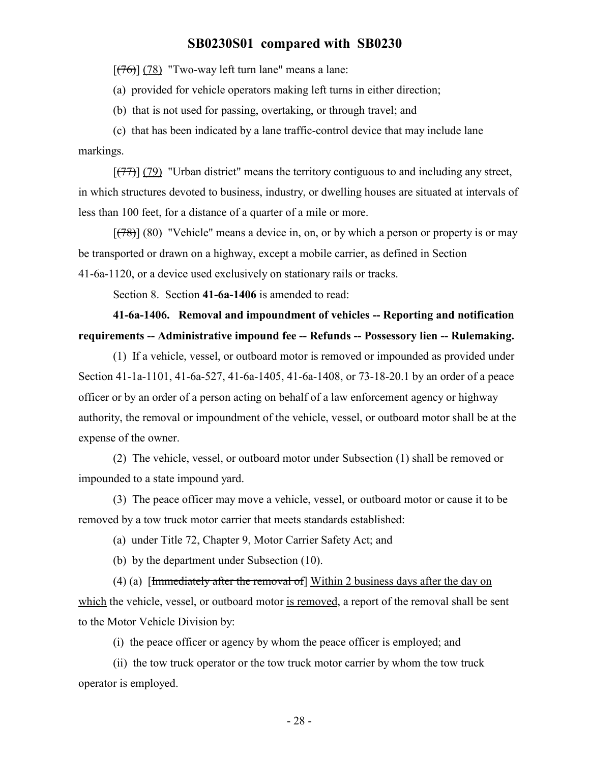[~~(76)~~] (78) "Two-way left turn lane" means a lane:

(a) provided for vehicle operators making left turns in either direction;

(b) that is not used for passing, overtaking, or through travel; and

(c) that has been indicated by a lane traffic-control device that may include lane markings.

[~~(77)~~] (79) "Urban district" means the territory contiguous to and including any street, in which structures devoted to business, industry, or dwelling houses are situated at intervals of less than 100 feet, for a distance of a quarter of a mile or more.

[~~(78)~~] (80) "Vehicle" means a device in, on, or by which a person or property is or may be transported or drawn on a highway, except a mobile carrier, as defined in Section 41-6a-1120, or a device used exclusively on stationary rails or tracks.

Section 8. Section **41-6a-1406** is amended to read:

**41-6a-1406. Removal and impoundment of vehicles -- Reporting and notification requirements -- Administrative impound fee -- Refunds -- Possessory lien -- Rulemaking.**

(1) If a vehicle, vessel, or outboard motor is removed or impounded as provided under Section 41-1a-1101, 41-6a-527, 41-6a-1405, 41-6a-1408, or 73-18-20.1 by an order of a peace officer or by an order of a person acting on behalf of a law enforcement agency or highway authority, the removal or impoundment of the vehicle, vessel, or outboard motor shall be at the expense of the owner.

(2) The vehicle, vessel, or outboard motor under Subsection (1) shall be removed or impounded to a state impound yard.

(3) The peace officer may move a vehicle, vessel, or outboard motor or cause it to be removed by a tow truck motor carrier that meets standards established:

(a) under Title 72, Chapter 9, Motor Carrier Safety Act; and

(b) by the department under Subsection (10).

(4) (a) [~~Immediately after the removal of~~] Within 2 business days after the day on which the vehicle, vessel, or outboard motor is removed, a report of the removal shall be sent to the Motor Vehicle Division by:

(i) the peace officer or agency by whom the peace officer is employed; and

(ii) the tow truck operator or the tow truck motor carrier by whom the tow truck operator is employed.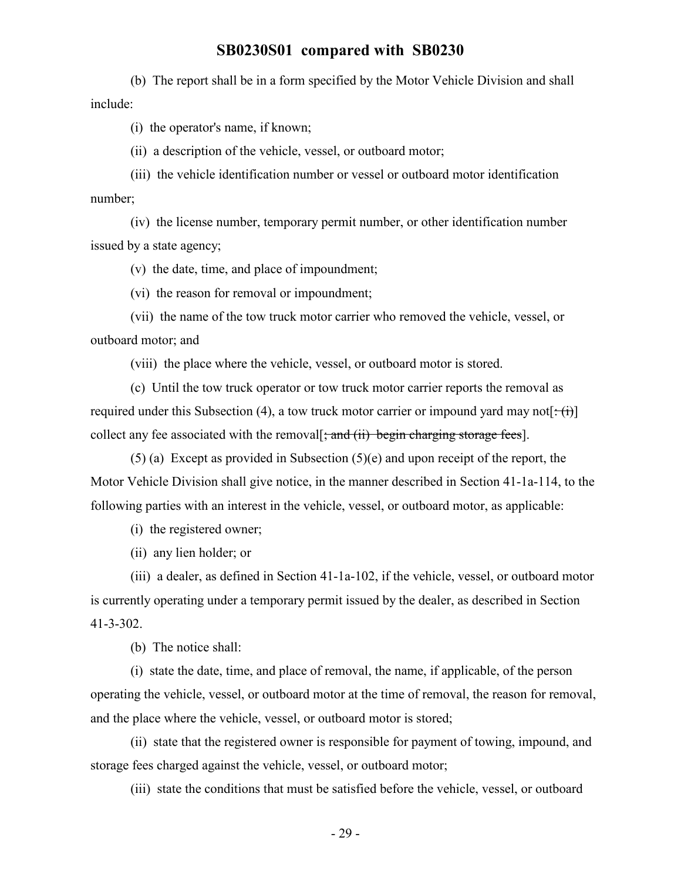(b) The report shall be in a form specified by the Motor Vehicle Division and shall include:

(i) the operator's name, if known;

(ii) a description of the vehicle, vessel, or outboard motor;

(iii) the vehicle identification number or vessel or outboard motor identification number;

(iv) the license number, temporary permit number, or other identification number issued by a state agency;

(v) the date, time, and place of impoundment;

(vi) the reason for removal or impoundment;

(vii) the name of the tow truck motor carrier who removed the vehicle, vessel, or outboard motor; and

(viii) the place where the vehicle, vessel, or outboard motor is stored.

(c) Until the tow truck operator or tow truck motor carrier reports the removal as required under this Subsection (4), a tow truck motor carrier or impound yard may not[~~: (i)~~] collect any fee associated with the removal[~~; and (ii) begin charging storage fees~~].

(5) (a) Except as provided in Subsection (5)(e) and upon receipt of the report, the Motor Vehicle Division shall give notice, in the manner described in Section 41-1a-114, to the following parties with an interest in the vehicle, vessel, or outboard motor, as applicable:

(i) the registered owner;

(ii) any lien holder; or

(iii) a dealer, as defined in Section 41-1a-102, if the vehicle, vessel, or outboard motor is currently operating under a temporary permit issued by the dealer, as described in Section 41-3-302.

(b) The notice shall:

(i) state the date, time, and place of removal, the name, if applicable, of the person operating the vehicle, vessel, or outboard motor at the time of removal, the reason for removal, and the place where the vehicle, vessel, or outboard motor is stored;

(ii) state that the registered owner is responsible for payment of towing, impound, and storage fees charged against the vehicle, vessel, or outboard motor;

(iii) state the conditions that must be satisfied before the vehicle, vessel, or outboard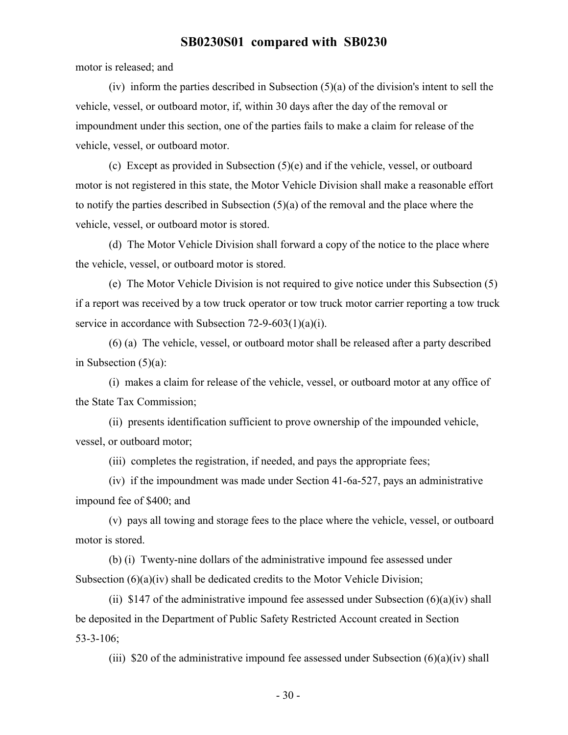motor is released; and

(iv) inform the parties described in Subsection (5)(a) of the division's intent to sell the vehicle, vessel, or outboard motor, if, within 30 days after the day of the removal or impoundment under this section, one of the parties fails to make a claim for release of the vehicle, vessel, or outboard motor.

(c) Except as provided in Subsection (5)(e) and if the vehicle, vessel, or outboard motor is not registered in this state, the Motor Vehicle Division shall make a reasonable effort to notify the parties described in Subsection (5)(a) of the removal and the place where the vehicle, vessel, or outboard motor is stored.

(d) The Motor Vehicle Division shall forward a copy of the notice to the place where the vehicle, vessel, or outboard motor is stored.

(e) The Motor Vehicle Division is not required to give notice under this Subsection (5) if a report was received by a tow truck operator or tow truck motor carrier reporting a tow truck service in accordance with Subsection 72-9-603(1)(a)(i).

(6) (a) The vehicle, vessel, or outboard motor shall be released after a party described in Subsection (5)(a):

(i) makes a claim for release of the vehicle, vessel, or outboard motor at any office of the State Tax Commission;

(ii) presents identification sufficient to prove ownership of the impounded vehicle, vessel, or outboard motor;

(iii) completes the registration, if needed, and pays the appropriate fees;

(iv) if the impoundment was made under Section 41-6a-527, pays an administrative impound fee of $400; and

(v) pays all towing and storage fees to the place where the vehicle, vessel, or outboard motor is stored.

(b) (i) Twenty-nine dollars of the administrative impound fee assessed under Subsection (6)(a)(iv) shall be dedicated credits to the Motor Vehicle Division;

(ii) $147 of the administrative impound fee assessed under Subsection (6)(a)(iv) shall be deposited in the Department of Public Safety Restricted Account created in Section 53-3-106;

(iii) $20 of the administrative impound fee assessed under Subsection (6)(a)(iv) shall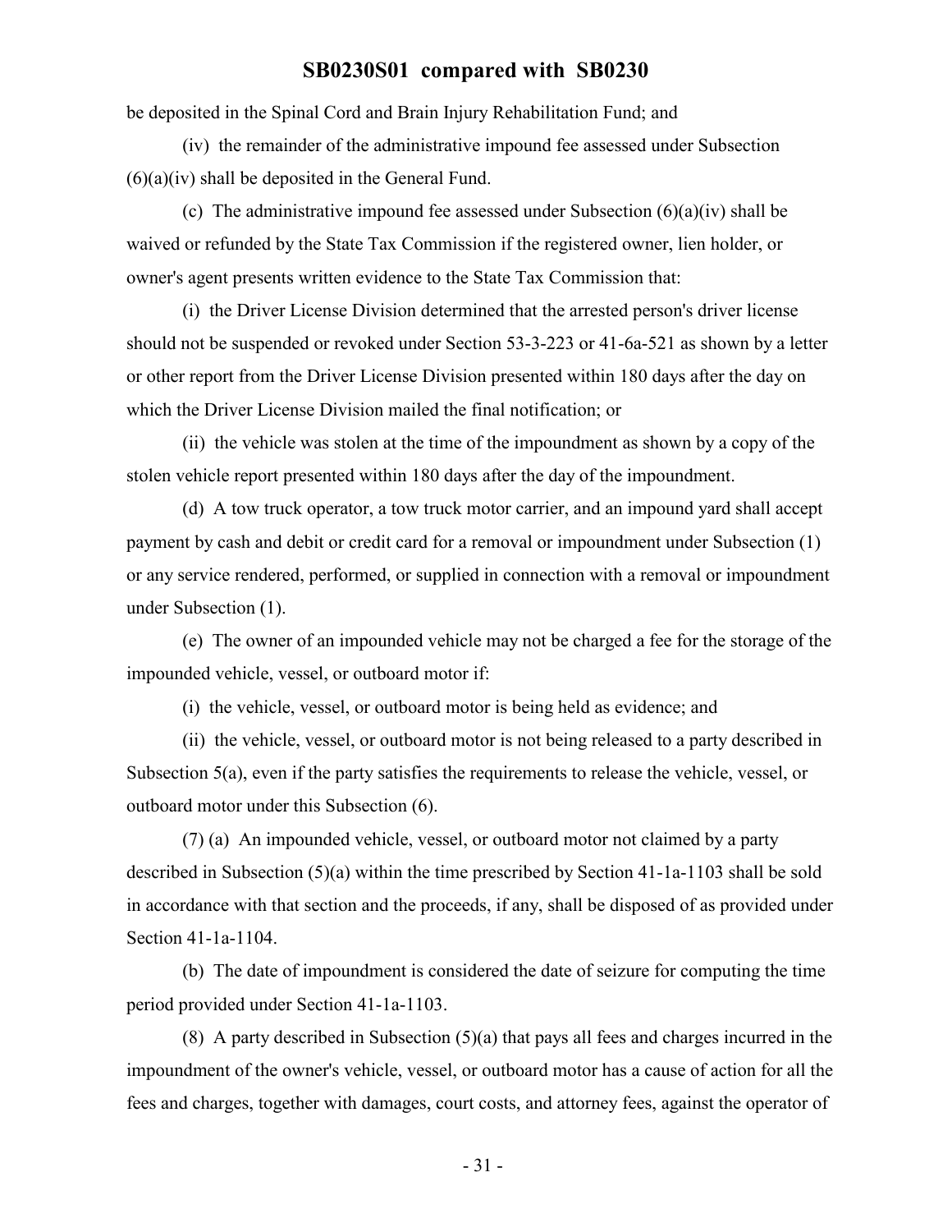be deposited in the Spinal Cord and Brain Injury Rehabilitation Fund; and

(iv) the remainder of the administrative impound fee assessed under Subsection (6)(a)(iv) shall be deposited in the General Fund.

(c) The administrative impound fee assessed under Subsection (6)(a)(iv) shall be waived or refunded by the State Tax Commission if the registered owner, lien holder, or owner's agent presents written evidence to the State Tax Commission that:

(i) the Driver License Division determined that the arrested person's driver license should not be suspended or revoked under Section 53-3-223 or 41-6a-521 as shown by a letter or other report from the Driver License Division presented within 180 days after the day on which the Driver License Division mailed the final notification; or

(ii) the vehicle was stolen at the time of the impoundment as shown by a copy of the stolen vehicle report presented within 180 days after the day of the impoundment.

(d) A tow truck operator, a tow truck motor carrier, and an impound yard shall accept payment by cash and debit or credit card for a removal or impoundment under Subsection (1) or any service rendered, performed, or supplied in connection with a removal or impoundment under Subsection (1).

(e) The owner of an impounded vehicle may not be charged a fee for the storage of the impounded vehicle, vessel, or outboard motor if:

(i) the vehicle, vessel, or outboard motor is being held as evidence; and

(ii) the vehicle, vessel, or outboard motor is not being released to a party described in Subsection 5(a), even if the party satisfies the requirements to release the vehicle, vessel, or outboard motor under this Subsection (6).

(7) (a) An impounded vehicle, vessel, or outboard motor not claimed by a party described in Subsection (5)(a) within the time prescribed by Section 41-1a-1103 shall be sold in accordance with that section and the proceeds, if any, shall be disposed of as provided under Section 41-1a-1104.

(b) The date of impoundment is considered the date of seizure for computing the time period provided under Section 41-1a-1103.

(8) A party described in Subsection (5)(a) that pays all fees and charges incurred in the impoundment of the owner's vehicle, vessel, or outboard motor has a cause of action for all the fees and charges, together with damages, court costs, and attorney fees, against the operator of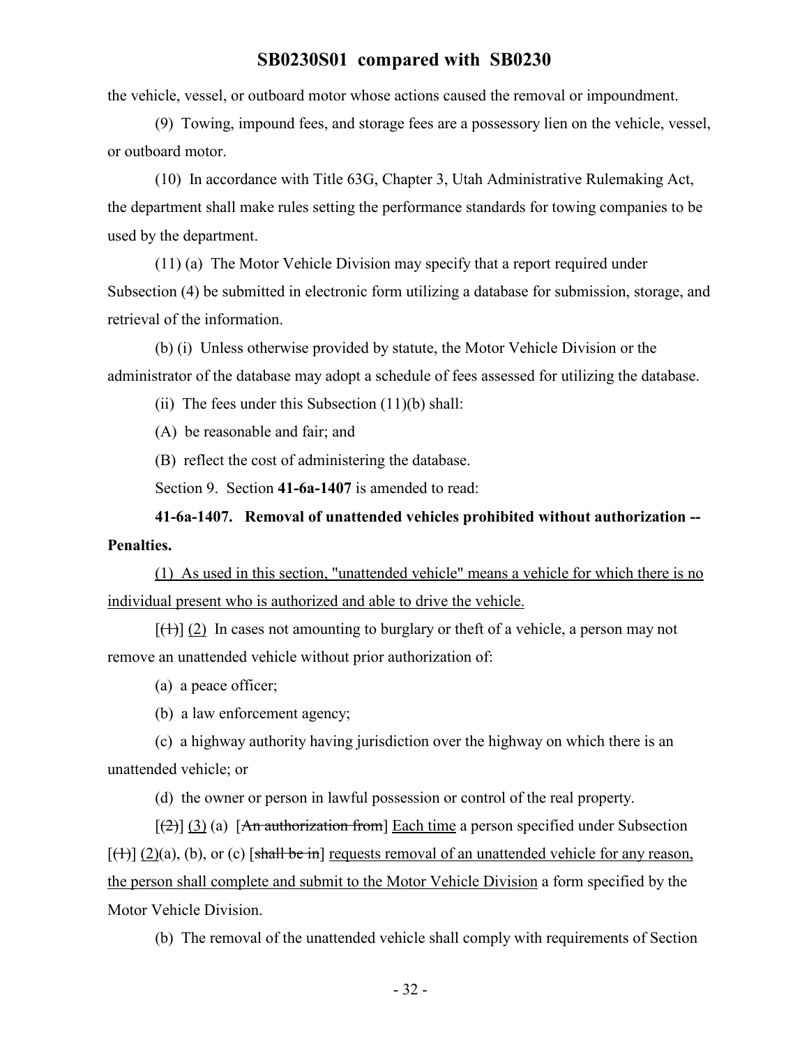the vehicle, vessel, or outboard motor whose actions caused the removal or impoundment.

(9) Towing, impound fees, and storage fees are a possessory lien on the vehicle, vessel, or outboard motor.

(10) In accordance with Title 63G, Chapter 3, Utah Administrative Rulemaking Act, the department shall make rules setting the performance standards for towing companies to be used by the department.

(11) (a) The Motor Vehicle Division may specify that a report required under Subsection (4) be submitted in electronic form utilizing a database for submission, storage, and retrieval of the information.

(b) (i) Unless otherwise provided by statute, the Motor Vehicle Division or the administrator of the database may adopt a schedule of fees assessed for utilizing the database.

(ii) The fees under this Subsection (11)(b) shall:

(A) be reasonable and fair; and

(B) reflect the cost of administering the database.

Section 9. Section **41-6a-1407** is amended to read:

**41-6a-1407. Removal of unattended vehicles prohibited without authorization -- Penalties.**

<u>(1) As used in this section, "unattended vehicle" means a vehicle for which there is no individual present who is authorized and able to drive the vehicle.</u>

[~~(1)~~] <u>(2)</u> In cases not amounting to burglary or theft of a vehicle, a person may not remove an unattended vehicle without prior authorization of:

(a) a peace officer;

(b) a law enforcement agency;

(c) a highway authority having jurisdiction over the highway on which there is an unattended vehicle; or

(d) the owner or person in lawful possession or control of the real property.

[~~(2)~~] <u>(3)</u> (a) [~~An authorization from~~] <u>Each time</u> a person specified under Subsection [~~(1)~~] <u>(2)</u>(a), (b), or (c) [~~shall be in~~] <u>requests removal of an unattended vehicle for any reason, the person shall complete and submit to the Motor Vehicle Division</u> a form specified by the Motor Vehicle Division.

(b) The removal of the unattended vehicle shall comply with requirements of Section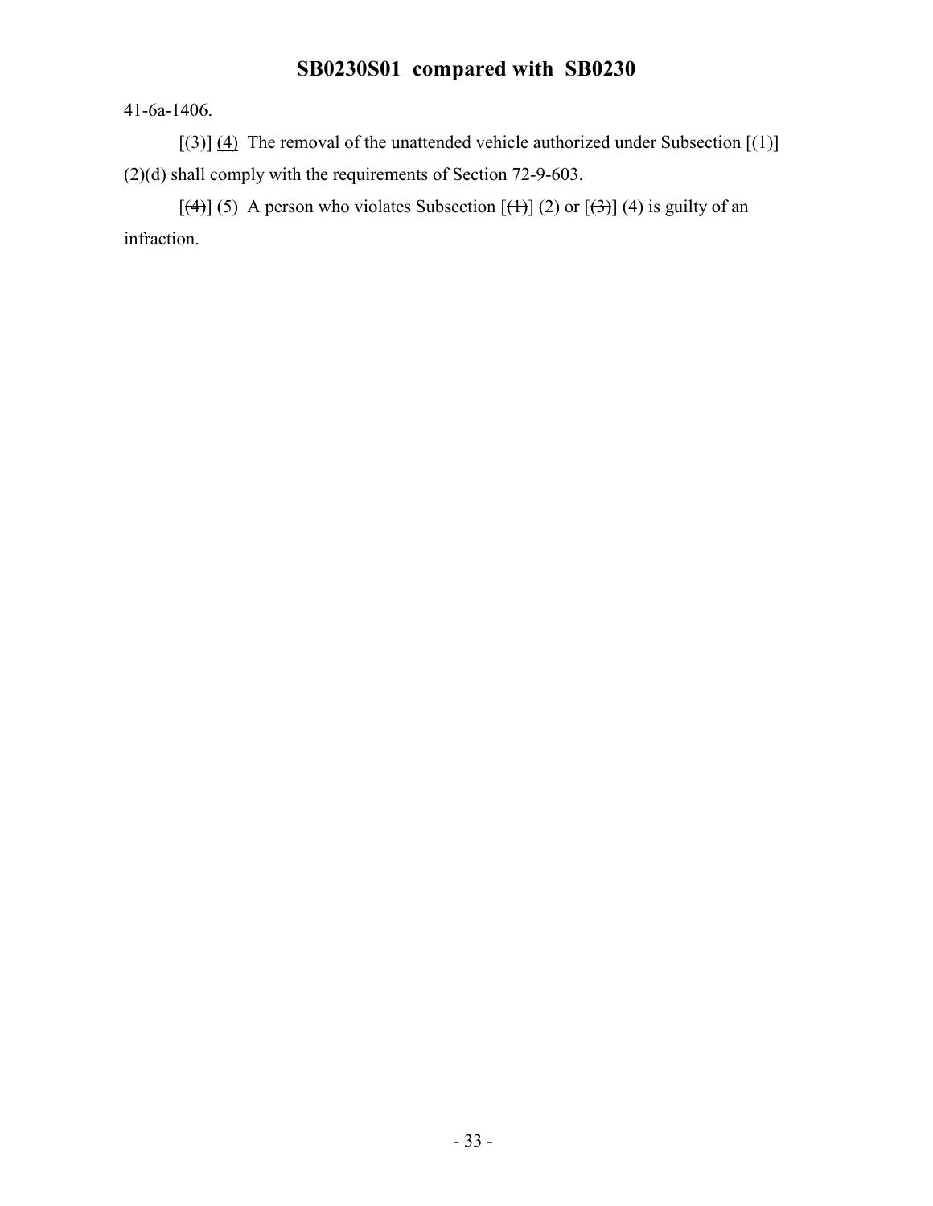41-6a-1406.

[(3)] (4) The removal of the unattended vehicle authorized under Subsection [(1)] (2)(d) shall comply with the requirements of Section 72-9-603.

[(4)] (5) A person who violates Subsection [(1)] (2) or [(3)] (4) is guilty of an infraction.